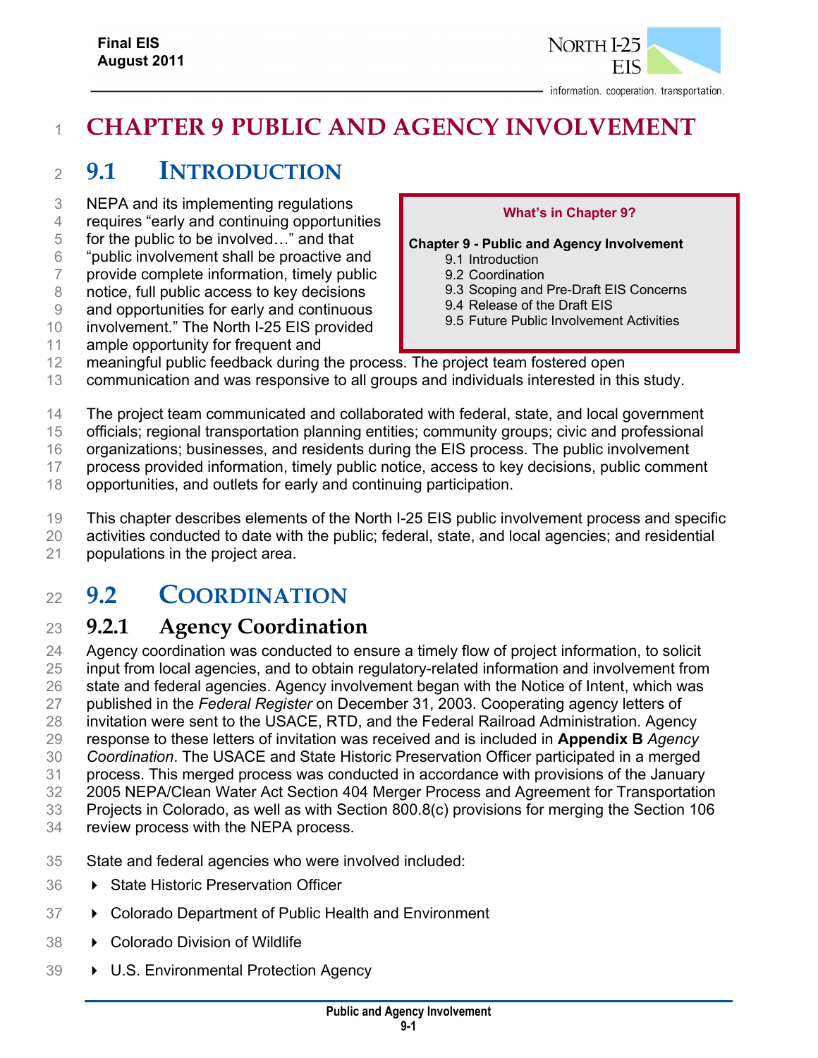# CHAPTER 9 PUBLIC AND AGENCY INVOLVEMENT

## 9.1 INTRODUCTION

**What's in Chapter 9?**

**Chapter 9 - Public and Agency Involvement**
- 9.1 Introduction
- 9.2 Coordination
- 9.3 Scoping and Pre-Draft EIS Concerns
- 9.4 Release of the Draft EIS
- 9.5 Future Public Involvement Activities

NEPA and its implementing regulations requires "early and continuing opportunities for the public to be involved…" and that "public involvement shall be proactive and provide complete information, timely public notice, full public access to key decisions and opportunities for early and continuous involvement." The North I-25 EIS provided ample opportunity for frequent and meaningful public feedback during the process. The project team fostered open communication and was responsive to all groups and individuals interested in this study.

The project team communicated and collaborated with federal, state, and local government officials; regional transportation planning entities; community groups; civic and professional organizations; businesses, and residents during the EIS process. The public involvement process provided information, timely public notice, access to key decisions, public comment opportunities, and outlets for early and continuing participation.

This chapter describes elements of the North I-25 EIS public involvement process and specific activities conducted to date with the public; federal, state, and local agencies; and residential populations in the project area.

## 9.2 COORDINATION

### 9.2.1 Agency Coordination

Agency coordination was conducted to ensure a timely flow of project information, to solicit input from local agencies, and to obtain regulatory-related information and involvement from state and federal agencies. Agency involvement began with the Notice of Intent, which was published in the *Federal Register* on December 31, 2003. Cooperating agency letters of invitation were sent to the USACE, RTD, and the Federal Railroad Administration. Agency response to these letters of invitation was received and is included in **Appendix B** *Agency Coordination*. The USACE and State Historic Preservation Officer participated in a merged process. This merged process was conducted in accordance with provisions of the January 2005 NEPA/Clean Water Act Section 404 Merger Process and Agreement for Transportation Projects in Colorado, as well as with Section 800.8(c) provisions for merging the Section 106 review process with the NEPA process.

State and federal agencies who were involved included:

- State Historic Preservation Officer
- Colorado Department of Public Health and Environment
- Colorado Division of Wildlife
- U.S. Environmental Protection Agency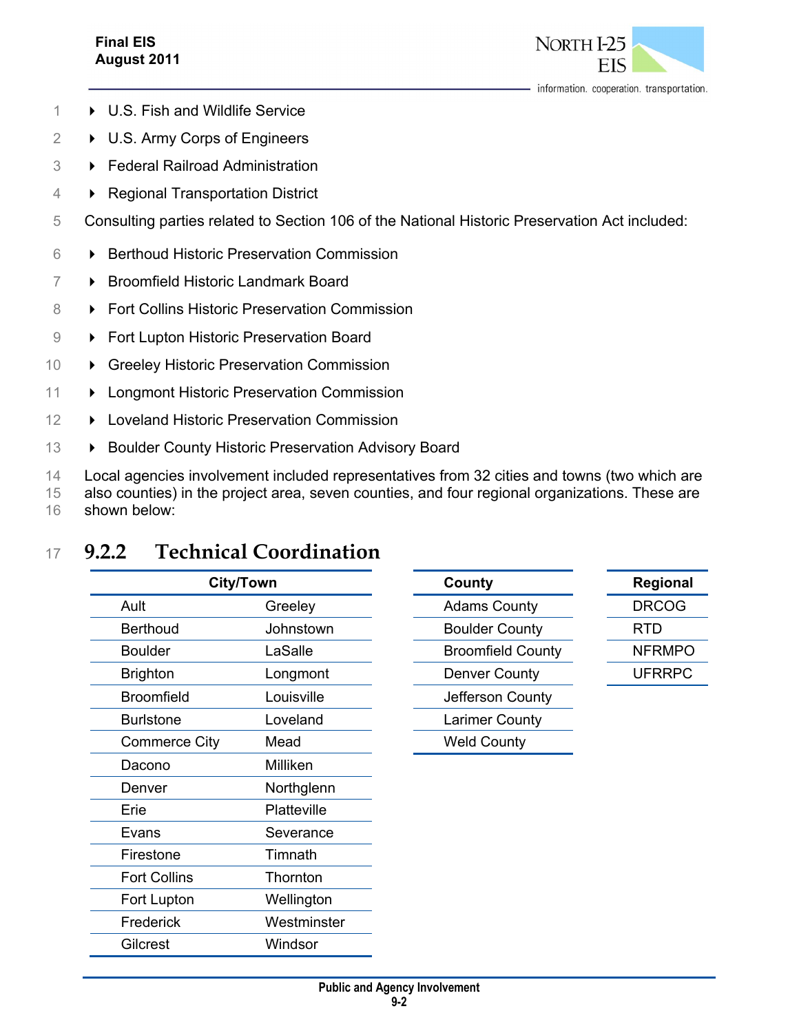- U.S. Fish and Wildlife Service
- U.S. Army Corps of Engineers
- Federal Railroad Administration
- Regional Transportation District

Consulting parties related to Section 106 of the National Historic Preservation Act included:

- Berthoud Historic Preservation Commission
- Broomfield Historic Landmark Board
- Fort Collins Historic Preservation Commission
- Fort Lupton Historic Preservation Board
- Greeley Historic Preservation Commission
- Longmont Historic Preservation Commission
- Loveland Historic Preservation Commission
- Boulder County Historic Preservation Advisory Board

Local agencies involvement included representatives from 32 cities and towns (two which are also counties) in the project area, seven counties, and four regional organizations. These are shown below:

## 9.2.2 Technical Coordination

| City/Town | |
|---|---|
| Ault | Greeley |
| Berthoud | Johnstown |
| Boulder | LaSalle |
| Brighton | Longmont |
| Broomfield | Louisville |
| Burlstone | Loveland |
| Commerce City | Mead |
| Dacono | Milliken |
| Denver | Northglenn |
| Erie | Platteville |
| Evans | Severance |
| Firestone | Timnath |
| Fort Collins | Thornton |
| Fort Lupton | Wellington |
| Frederick | Westminster |
| Gilcrest | Windsor |

| County |
|---|
| Adams County |
| Boulder County |
| Broomfield County |
| Denver County |
| Jefferson County |
| Larimer County |
| Weld County |

| Regional |
|---|
| DRCOG |
| RTD |
| NFRMPO |
| UFRRPC |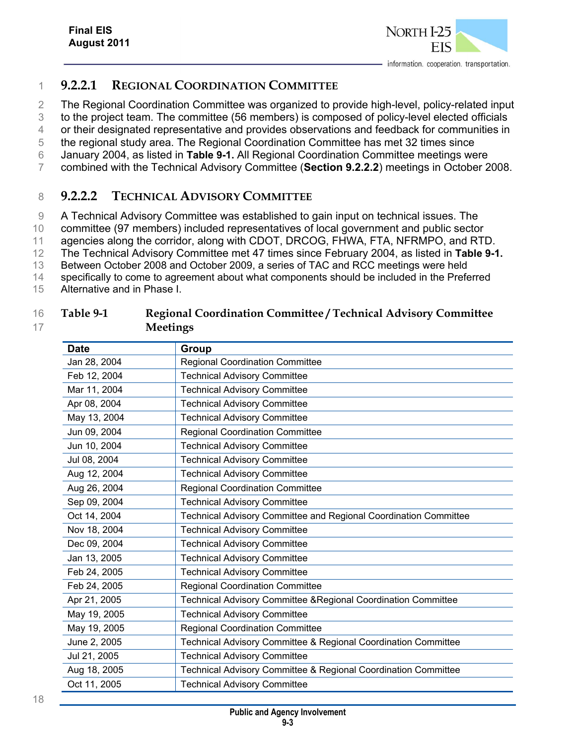#### 9.2.2.1 Regional Coordination Committee

The Regional Coordination Committee was organized to provide high-level, policy-related input to the project team. The committee (56 members) is composed of policy-level elected officials or their designated representative and provides observations and feedback for communities in the regional study area. The Regional Coordination Committee has met 32 times since January 2004, as listed in **Table 9-1.** All Regional Coordination Committee meetings were combined with the Technical Advisory Committee (**Section 9.2.2.2**) meetings in October 2008.

#### 9.2.2.2 Technical Advisory Committee

A Technical Advisory Committee was established to gain input on technical issues. The committee (97 members) included representatives of local government and public sector agencies along the corridor, along with CDOT, DRCOG, FHWA, FTA, NFRMPO, and RTD. The Technical Advisory Committee met 47 times since February 2004, as listed in **Table 9-1.** Between October 2008 and October 2009, a series of TAC and RCC meetings were held specifically to come to agreement about what components should be included in the Preferred Alternative and in Phase I.

**Table 9-1 Regional Coordination Committee / Technical Advisory Committee Meetings**

| Date | Group |
|---|---|
| Jan 28, 2004 | Regional Coordination Committee |
| Feb 12, 2004 | Technical Advisory Committee |
| Mar 11, 2004 | Technical Advisory Committee |
| Apr 08, 2004 | Technical Advisory Committee |
| May 13, 2004 | Technical Advisory Committee |
| Jun 09, 2004 | Regional Coordination Committee |
| Jun 10, 2004 | Technical Advisory Committee |
| Jul 08, 2004 | Technical Advisory Committee |
| Aug 12, 2004 | Technical Advisory Committee |
| Aug 26, 2004 | Regional Coordination Committee |
| Sep 09, 2004 | Technical Advisory Committee |
| Oct 14, 2004 | Technical Advisory Committee and Regional Coordination Committee |
| Nov 18, 2004 | Technical Advisory Committee |
| Dec 09, 2004 | Technical Advisory Committee |
| Jan 13, 2005 | Technical Advisory Committee |
| Feb 24, 2005 | Technical Advisory Committee |
| Feb 24, 2005 | Regional Coordination Committee |
| Apr 21, 2005 | Technical Advisory Committee &Regional Coordination Committee |
| May 19, 2005 | Technical Advisory Committee |
| May 19, 2005 | Regional Coordination Committee |
| June 2, 2005 | Technical Advisory Committee & Regional Coordination Committee |
| Jul 21, 2005 | Technical Advisory Committee |
| Aug 18, 2005 | Technical Advisory Committee & Regional Coordination Committee |
| Oct 11, 2005 | Technical Advisory Committee |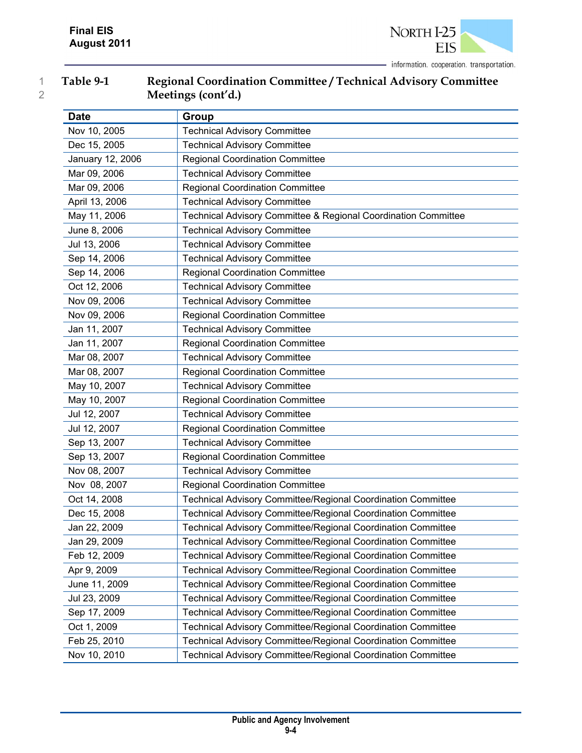**Table 9-1 Regional Coordination Committee / Technical Advisory Committee Meetings (cont'd.)**

| Date | Group |
|---|---|
| Nov 10, 2005 | Technical Advisory Committee |
| Dec 15, 2005 | Technical Advisory Committee |
| January 12, 2006 | Regional Coordination Committee |
| Mar 09, 2006 | Technical Advisory Committee |
| Mar 09, 2006 | Regional Coordination Committee |
| April 13, 2006 | Technical Advisory Committee |
| May 11, 2006 | Technical Advisory Committee & Regional Coordination Committee |
| June 8, 2006 | Technical Advisory Committee |
| Jul 13, 2006 | Technical Advisory Committee |
| Sep 14, 2006 | Technical Advisory Committee |
| Sep 14, 2006 | Regional Coordination Committee |
| Oct 12, 2006 | Technical Advisory Committee |
| Nov 09, 2006 | Technical Advisory Committee |
| Nov 09, 2006 | Regional Coordination Committee |
| Jan 11, 2007 | Technical Advisory Committee |
| Jan 11, 2007 | Regional Coordination Committee |
| Mar 08, 2007 | Technical Advisory Committee |
| Mar 08, 2007 | Regional Coordination Committee |
| May 10, 2007 | Technical Advisory Committee |
| May 10, 2007 | Regional Coordination Committee |
| Jul 12, 2007 | Technical Advisory Committee |
| Jul 12, 2007 | Regional Coordination Committee |
| Sep 13, 2007 | Technical Advisory Committee |
| Sep 13, 2007 | Regional Coordination Committee |
| Nov 08, 2007 | Technical Advisory Committee |
| Nov 08, 2007 | Regional Coordination Committee |
| Oct 14, 2008 | Technical Advisory Committee/Regional Coordination Committee |
| Dec 15, 2008 | Technical Advisory Committee/Regional Coordination Committee |
| Jan 22, 2009 | Technical Advisory Committee/Regional Coordination Committee |
| Jan 29, 2009 | Technical Advisory Committee/Regional Coordination Committee |
| Feb 12, 2009 | Technical Advisory Committee/Regional Coordination Committee |
| Apr 9, 2009 | Technical Advisory Committee/Regional Coordination Committee |
| June 11, 2009 | Technical Advisory Committee/Regional Coordination Committee |
| Jul 23, 2009 | Technical Advisory Committee/Regional Coordination Committee |
| Sep 17, 2009 | Technical Advisory Committee/Regional Coordination Committee |
| Oct 1, 2009 | Technical Advisory Committee/Regional Coordination Committee |
| Feb 25, 2010 | Technical Advisory Committee/Regional Coordination Committee |
| Nov 10, 2010 | Technical Advisory Committee/Regional Coordination Committee |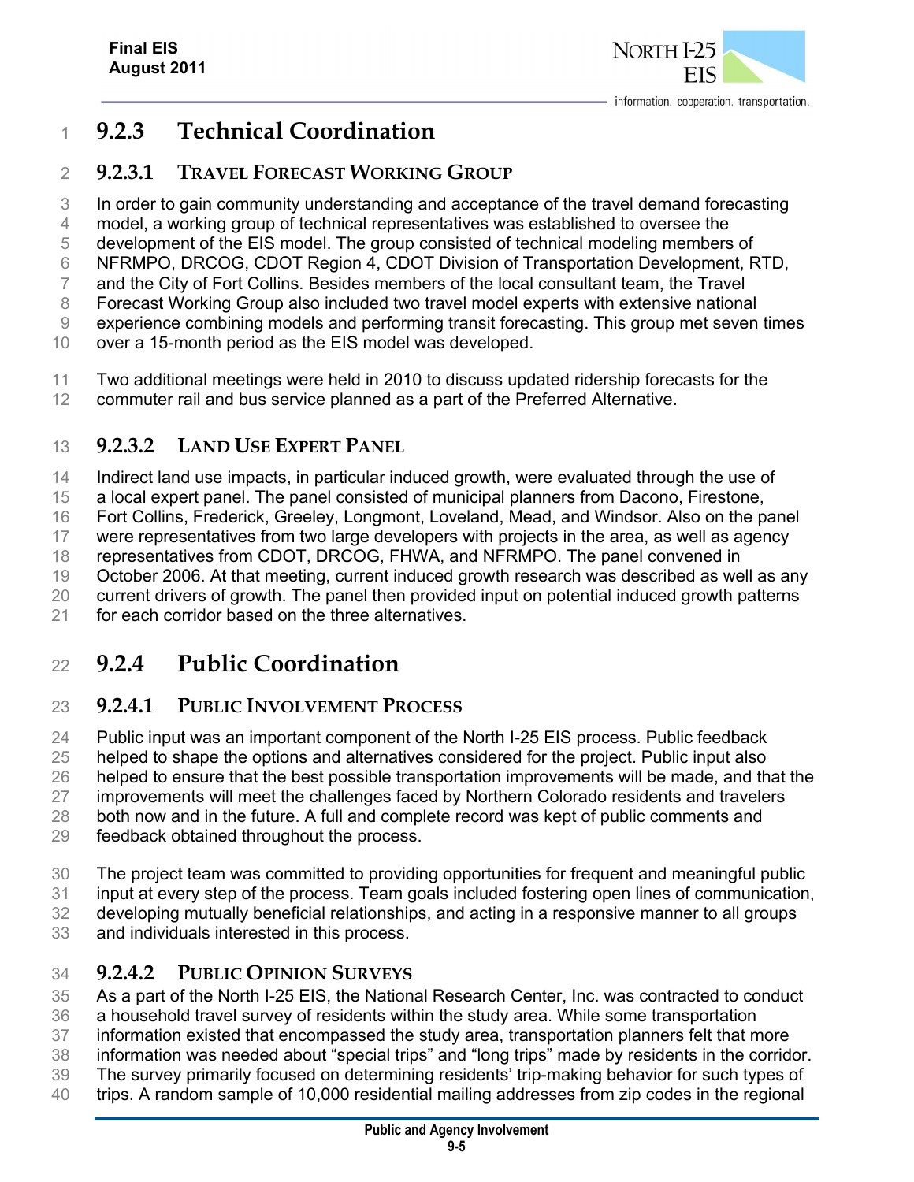## 9.2.3 Technical Coordination

### 9.2.3.1 TRAVEL FORECAST WORKING GROUP

In order to gain community understanding and acceptance of the travel demand forecasting model, a working group of technical representatives was established to oversee the development of the EIS model. The group consisted of technical modeling members of NFRMPO, DRCOG, CDOT Region 4, CDOT Division of Transportation Development, RTD, and the City of Fort Collins. Besides members of the local consultant team, the Travel Forecast Working Group also included two travel model experts with extensive national experience combining models and performing transit forecasting. This group met seven times over a 15-month period as the EIS model was developed.

Two additional meetings were held in 2010 to discuss updated ridership forecasts for the commuter rail and bus service planned as a part of the Preferred Alternative.

### 9.2.3.2 LAND USE EXPERT PANEL

Indirect land use impacts, in particular induced growth, were evaluated through the use of a local expert panel. The panel consisted of municipal planners from Dacono, Firestone, Fort Collins, Frederick, Greeley, Longmont, Loveland, Mead, and Windsor. Also on the panel were representatives from two large developers with projects in the area, as well as agency representatives from CDOT, DRCOG, FHWA, and NFRMPO. The panel convened in October 2006. At that meeting, current induced growth research was described as well as any current drivers of growth. The panel then provided input on potential induced growth patterns for each corridor based on the three alternatives.

## 9.2.4 Public Coordination

### 9.2.4.1 PUBLIC INVOLVEMENT PROCESS

Public input was an important component of the North I-25 EIS process. Public feedback helped to shape the options and alternatives considered for the project. Public input also helped to ensure that the best possible transportation improvements will be made, and that the improvements will meet the challenges faced by Northern Colorado residents and travelers both now and in the future. A full and complete record was kept of public comments and feedback obtained throughout the process.

The project team was committed to providing opportunities for frequent and meaningful public input at every step of the process. Team goals included fostering open lines of communication, developing mutually beneficial relationships, and acting in a responsive manner to all groups and individuals interested in this process.

### 9.2.4.2 PUBLIC OPINION SURVEYS

As a part of the North I-25 EIS, the National Research Center, Inc. was contracted to conduct a household travel survey of residents within the study area. While some transportation information existed that encompassed the study area, transportation planners felt that more information was needed about "special trips" and "long trips" made by residents in the corridor. The survey primarily focused on determining residents' trip-making behavior for such types of trips. A random sample of 10,000 residential mailing addresses from zip codes in the regional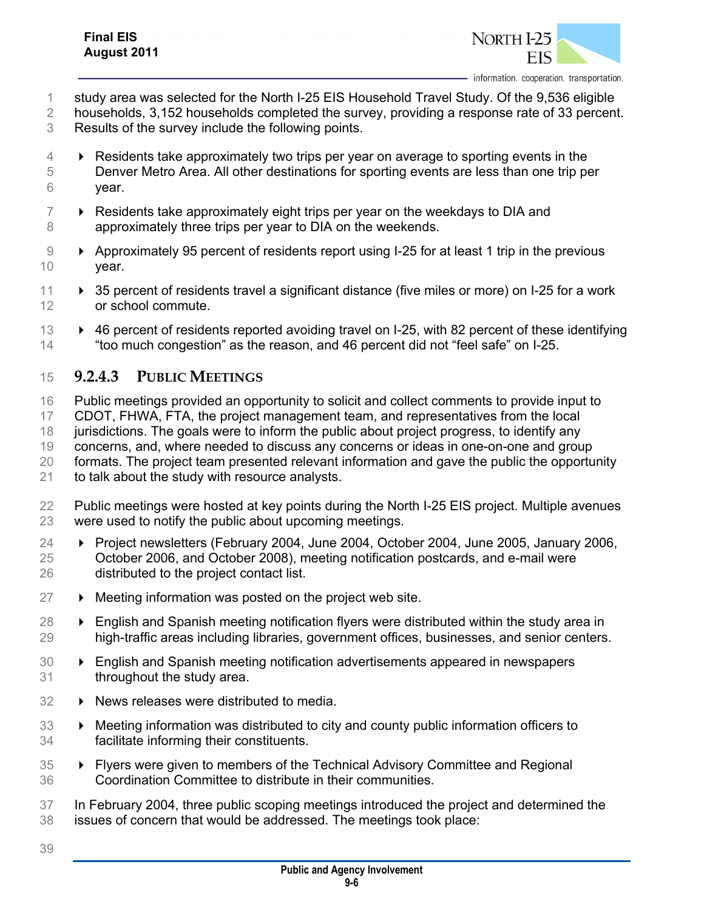study area was selected for the North I-25 EIS Household Travel Study. Of the 9,536 eligible households, 3,152 households completed the survey, providing a response rate of 33 percent. Results of the survey include the following points.

- Residents take approximately two trips per year on average to sporting events in the Denver Metro Area. All other destinations for sporting events are less than one trip per year.
- Residents take approximately eight trips per year on the weekdays to DIA and approximately three trips per year to DIA on the weekends.
- Approximately 95 percent of residents report using I-25 for at least 1 trip in the previous year.
- 35 percent of residents travel a significant distance (five miles or more) on I-25 for a work or school commute.
- 46 percent of residents reported avoiding travel on I-25, with 82 percent of these identifying "too much congestion" as the reason, and 46 percent did not "feel safe" on I-25.

#### 9.2.4.3 Public Meetings

Public meetings provided an opportunity to solicit and collect comments to provide input to CDOT, FHWA, FTA, the project management team, and representatives from the local jurisdictions. The goals were to inform the public about project progress, to identify any concerns, and, where needed to discuss any concerns or ideas in one-on-one and group formats. The project team presented relevant information and gave the public the opportunity to talk about the study with resource analysts.

Public meetings were hosted at key points during the North I-25 EIS project. Multiple avenues were used to notify the public about upcoming meetings.

- Project newsletters (February 2004, June 2004, October 2004, June 2005, January 2006, October 2006, and October 2008), meeting notification postcards, and e-mail were distributed to the project contact list.
- Meeting information was posted on the project web site.
- English and Spanish meeting notification flyers were distributed within the study area in high-traffic areas including libraries, government offices, businesses, and senior centers.
- English and Spanish meeting notification advertisements appeared in newspapers throughout the study area.
- News releases were distributed to media.
- Meeting information was distributed to city and county public information officers to facilitate informing their constituents.
- Flyers were given to members of the Technical Advisory Committee and Regional Coordination Committee to distribute in their communities.

In February 2004, three public scoping meetings introduced the project and determined the issues of concern that would be addressed. The meetings took place: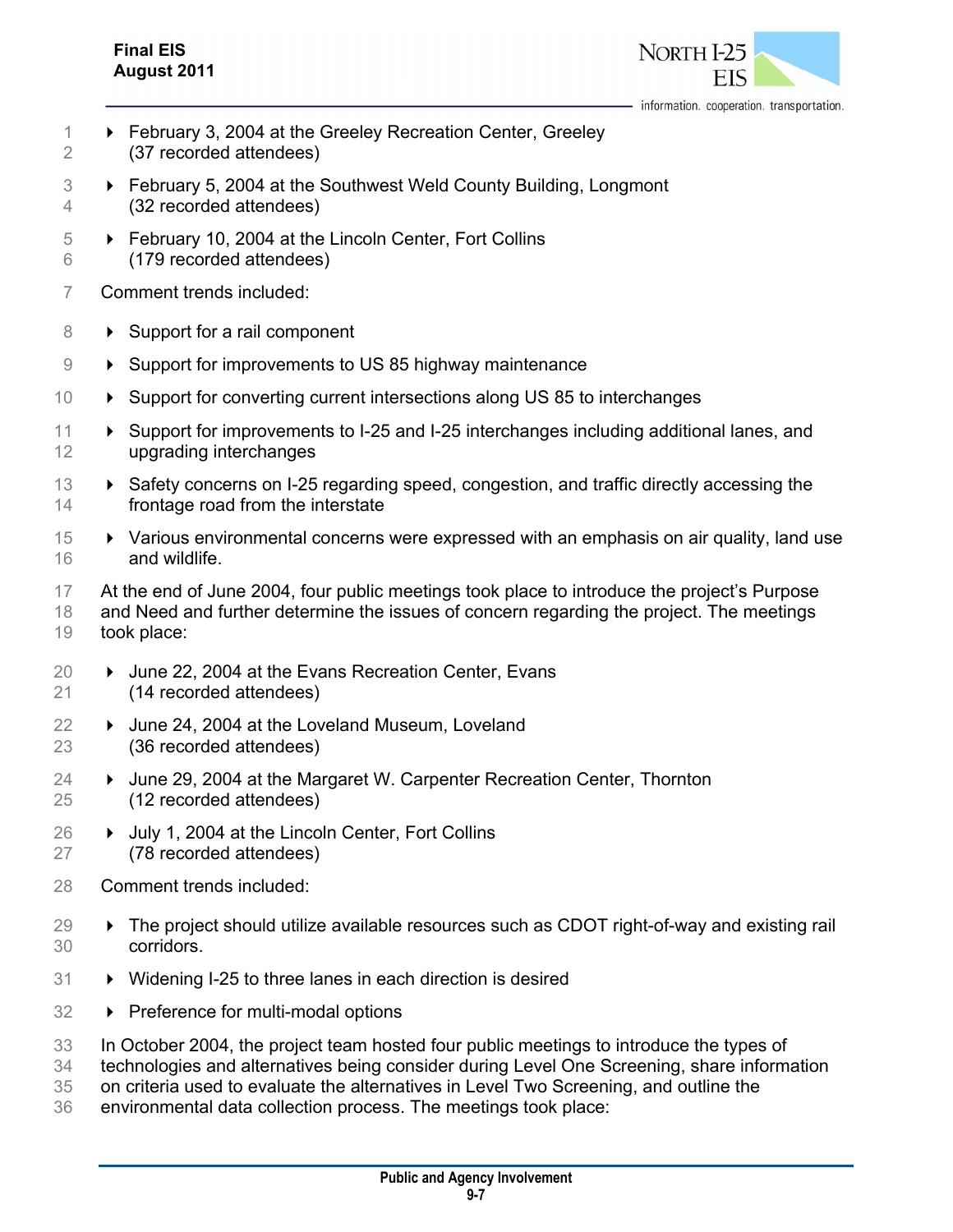- February 3, 2004 at the Greeley Recreation Center, Greeley (37 recorded attendees)
- February 5, 2004 at the Southwest Weld County Building, Longmont (32 recorded attendees)
- February 10, 2004 at the Lincoln Center, Fort Collins (179 recorded attendees)

Comment trends included:

- Support for a rail component
- Support for improvements to US 85 highway maintenance
- Support for converting current intersections along US 85 to interchanges
- Support for improvements to I-25 and I-25 interchanges including additional lanes, and upgrading interchanges
- Safety concerns on I-25 regarding speed, congestion, and traffic directly accessing the frontage road from the interstate
- Various environmental concerns were expressed with an emphasis on air quality, land use and wildlife.

At the end of June 2004, four public meetings took place to introduce the project's Purpose and Need and further determine the issues of concern regarding the project. The meetings took place:

- June 22, 2004 at the Evans Recreation Center, Evans (14 recorded attendees)
- June 24, 2004 at the Loveland Museum, Loveland (36 recorded attendees)
- June 29, 2004 at the Margaret W. Carpenter Recreation Center, Thornton (12 recorded attendees)
- July 1, 2004 at the Lincoln Center, Fort Collins (78 recorded attendees)

Comment trends included:

- The project should utilize available resources such as CDOT right-of-way and existing rail corridors.
- Widening I-25 to three lanes in each direction is desired
- Preference for multi-modal options

In October 2004, the project team hosted four public meetings to introduce the types of technologies and alternatives being consider during Level One Screening, share information on criteria used to evaluate the alternatives in Level Two Screening, and outline the environmental data collection process. The meetings took place: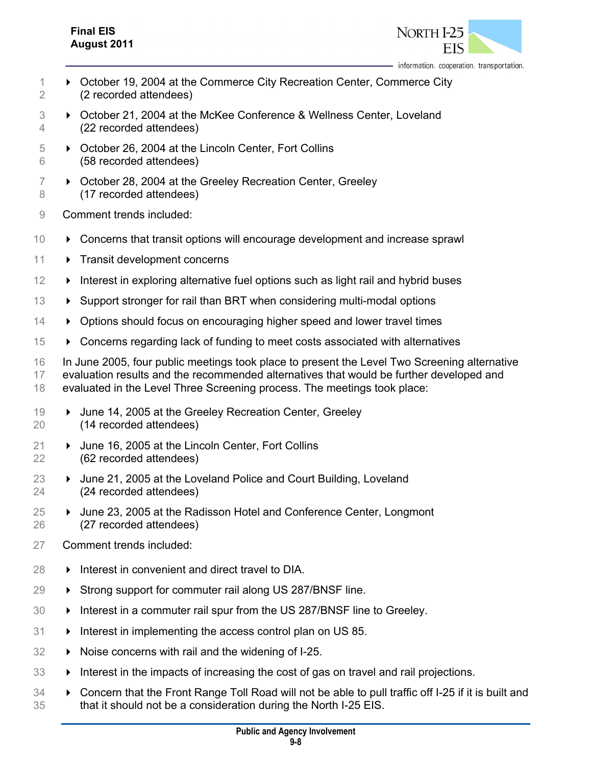- October 19, 2004 at the Commerce City Recreation Center, Commerce City (2 recorded attendees)
- October 21, 2004 at the McKee Conference & Wellness Center, Loveland (22 recorded attendees)
- October 26, 2004 at the Lincoln Center, Fort Collins (58 recorded attendees)
- October 28, 2004 at the Greeley Recreation Center, Greeley (17 recorded attendees)

Comment trends included:

- Concerns that transit options will encourage development and increase sprawl
- Transit development concerns
- Interest in exploring alternative fuel options such as light rail and hybrid buses
- Support stronger for rail than BRT when considering multi-modal options
- Options should focus on encouraging higher speed and lower travel times
- Concerns regarding lack of funding to meet costs associated with alternatives

In June 2005, four public meetings took place to present the Level Two Screening alternative evaluation results and the recommended alternatives that would be further developed and evaluated in the Level Three Screening process. The meetings took place:

- June 14, 2005 at the Greeley Recreation Center, Greeley (14 recorded attendees)
- June 16, 2005 at the Lincoln Center, Fort Collins (62 recorded attendees)
- June 21, 2005 at the Loveland Police and Court Building, Loveland (24 recorded attendees)
- June 23, 2005 at the Radisson Hotel and Conference Center, Longmont (27 recorded attendees)

Comment trends included:

- Interest in convenient and direct travel to DIA.
- Strong support for commuter rail along US 287/BNSF line.
- Interest in a commuter rail spur from the US 287/BNSF line to Greeley.
- Interest in implementing the access control plan on US 85.
- Noise concerns with rail and the widening of I-25.
- Interest in the impacts of increasing the cost of gas on travel and rail projections.
- Concern that the Front Range Toll Road will not be able to pull traffic off I-25 if it is built and that it should not be a consideration during the North I-25 EIS.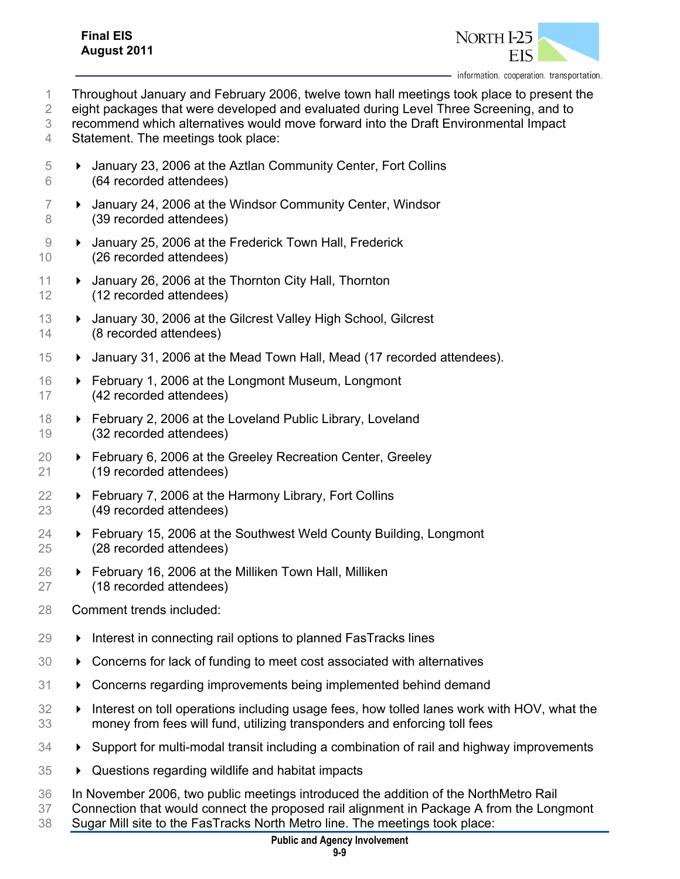Throughout January and February 2006, twelve town hall meetings took place to present the eight packages that were developed and evaluated during Level Three Screening, and to recommend which alternatives would move forward into the Draft Environmental Impact Statement. The meetings took place:

- January 23, 2006 at the Aztlan Community Center, Fort Collins (64 recorded attendees)
- January 24, 2006 at the Windsor Community Center, Windsor (39 recorded attendees)
- January 25, 2006 at the Frederick Town Hall, Frederick (26 recorded attendees)
- January 26, 2006 at the Thornton City Hall, Thornton (12 recorded attendees)
- January 30, 2006 at the Gilcrest Valley High School, Gilcrest (8 recorded attendees)
- January 31, 2006 at the Mead Town Hall, Mead (17 recorded attendees).
- February 1, 2006 at the Longmont Museum, Longmont (42 recorded attendees)
- February 2, 2006 at the Loveland Public Library, Loveland (32 recorded attendees)
- February 6, 2006 at the Greeley Recreation Center, Greeley (19 recorded attendees)
- February 7, 2006 at the Harmony Library, Fort Collins (49 recorded attendees)
- February 15, 2006 at the Southwest Weld County Building, Longmont (28 recorded attendees)
- February 16, 2006 at the Milliken Town Hall, Milliken (18 recorded attendees)

Comment trends included:

- Interest in connecting rail options to planned FasTracks lines
- Concerns for lack of funding to meet cost associated with alternatives
- Concerns regarding improvements being implemented behind demand
- Interest on toll operations including usage fees, how tolled lanes work with HOV, what the money from fees will fund, utilizing transponders and enforcing toll fees
- Support for multi-modal transit including a combination of rail and highway improvements
- Questions regarding wildlife and habitat impacts

In November 2006, two public meetings introduced the addition of the NorthMetro Rail Connection that would connect the proposed rail alignment in Package A from the Longmont Sugar Mill site to the FasTracks North Metro line. The meetings took place: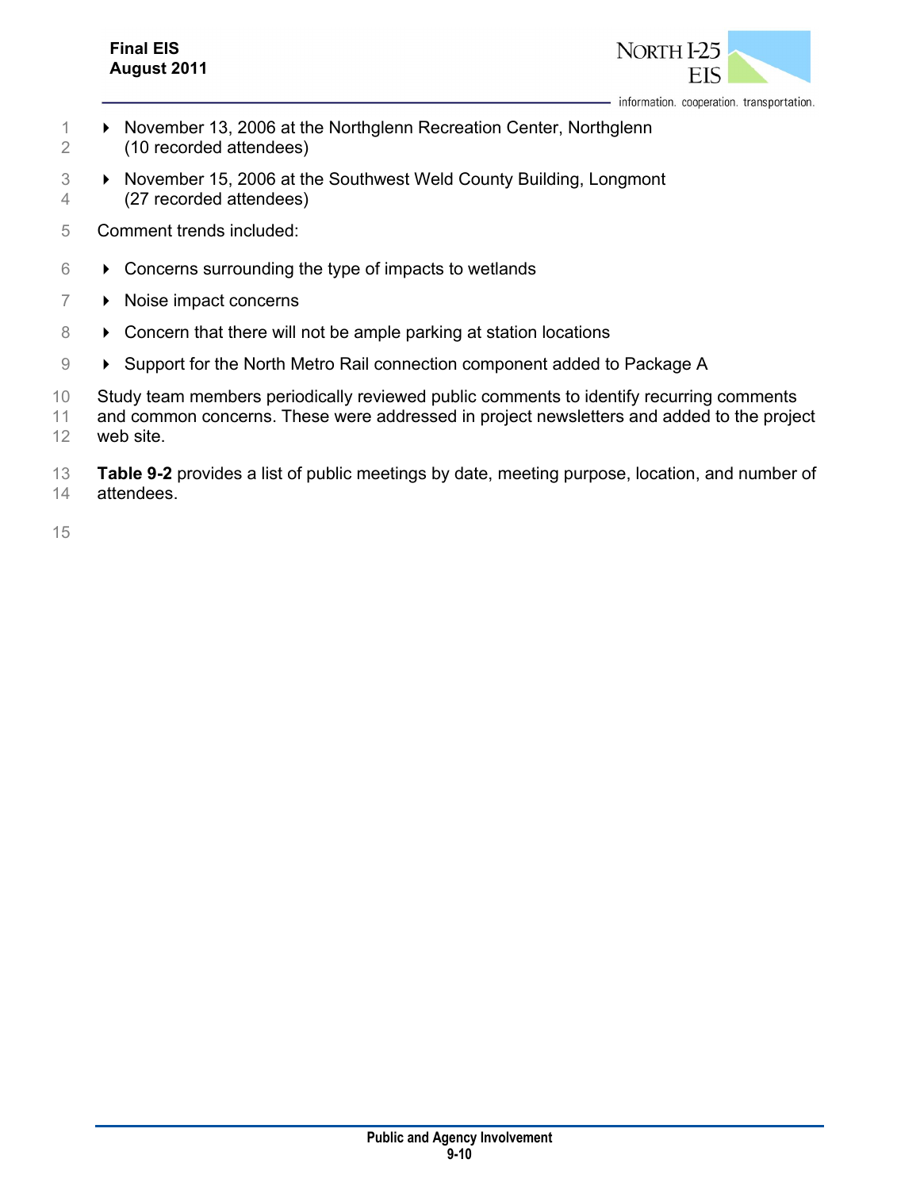- November 13, 2006 at the Northglenn Recreation Center, Northglenn (10 recorded attendees)
- November 15, 2006 at the Southwest Weld County Building, Longmont (27 recorded attendees)

Comment trends included:

- Concerns surrounding the type of impacts to wetlands
- Noise impact concerns
- Concern that there will not be ample parking at station locations
- Support for the North Metro Rail connection component added to Package A

Study team members periodically reviewed public comments to identify recurring comments and common concerns. These were addressed in project newsletters and added to the project web site.

**Table 9-2** provides a list of public meetings by date, meeting purpose, location, and number of attendees.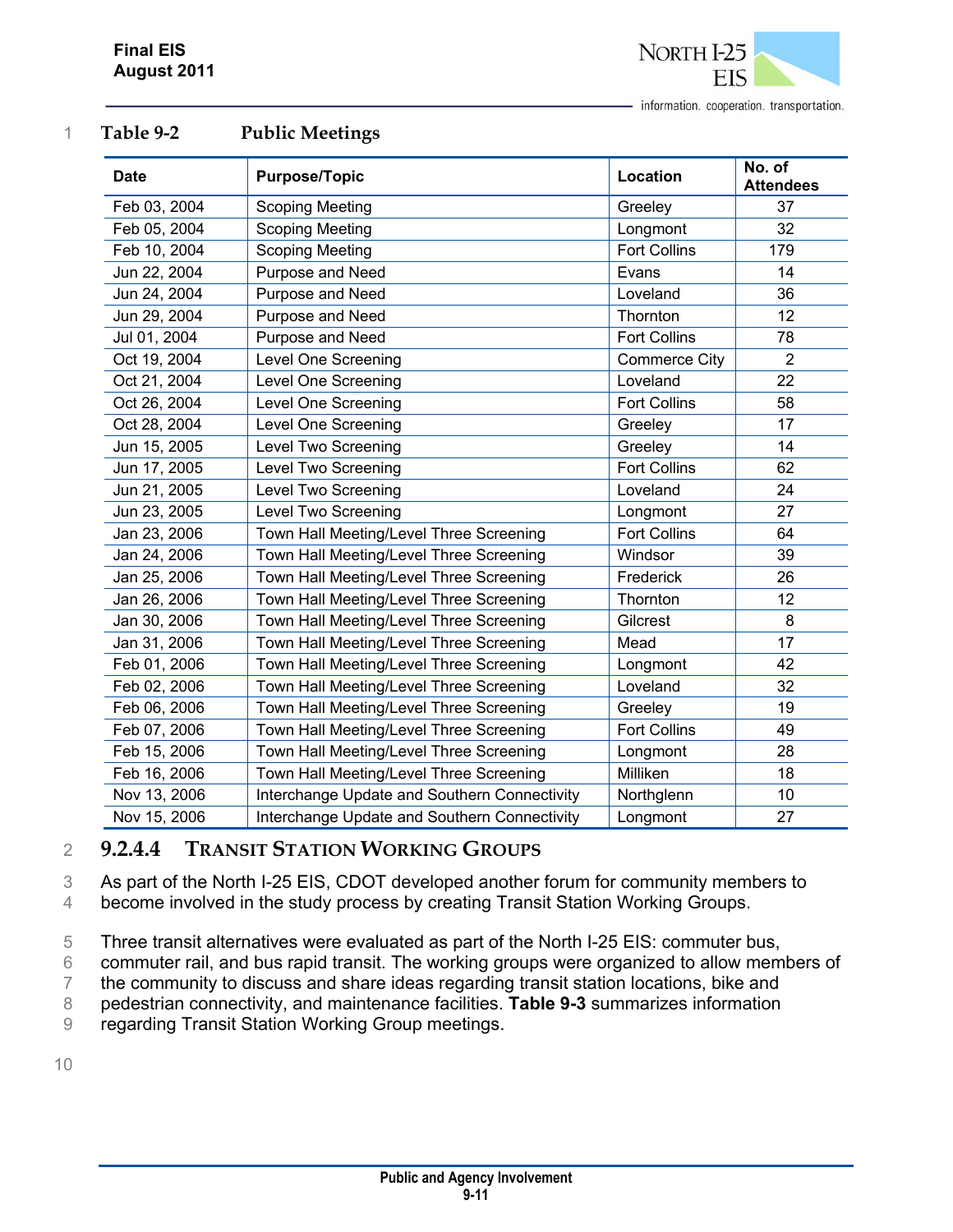**Table 9-2 Public Meetings**

| Date | Purpose/Topic | Location | No. of Attendees |
|---|---|---|---|
| Feb 03, 2004 | Scoping Meeting | Greeley | 37 |
| Feb 05, 2004 | Scoping Meeting | Longmont | 32 |
| Feb 10, 2004 | Scoping Meeting | Fort Collins | 179 |
| Jun 22, 2004 | Purpose and Need | Evans | 14 |
| Jun 24, 2004 | Purpose and Need | Loveland | 36 |
| Jun 29, 2004 | Purpose and Need | Thornton | 12 |
| Jul 01, 2004 | Purpose and Need | Fort Collins | 78 |
| Oct 19, 2004 | Level One Screening | Commerce City | 2 |
| Oct 21, 2004 | Level One Screening | Loveland | 22 |
| Oct 26, 2004 | Level One Screening | Fort Collins | 58 |
| Oct 28, 2004 | Level One Screening | Greeley | 17 |
| Jun 15, 2005 | Level Two Screening | Greeley | 14 |
| Jun 17, 2005 | Level Two Screening | Fort Collins | 62 |
| Jun 21, 2005 | Level Two Screening | Loveland | 24 |
| Jun 23, 2005 | Level Two Screening | Longmont | 27 |
| Jan 23, 2006 | Town Hall Meeting/Level Three Screening | Fort Collins | 64 |
| Jan 24, 2006 | Town Hall Meeting/Level Three Screening | Windsor | 39 |
| Jan 25, 2006 | Town Hall Meeting/Level Three Screening | Frederick | 26 |
| Jan 26, 2006 | Town Hall Meeting/Level Three Screening | Thornton | 12 |
| Jan 30, 2006 | Town Hall Meeting/Level Three Screening | Gilcrest | 8 |
| Jan 31, 2006 | Town Hall Meeting/Level Three Screening | Mead | 17 |
| Feb 01, 2006 | Town Hall Meeting/Level Three Screening | Longmont | 42 |
| Feb 02, 2006 | Town Hall Meeting/Level Three Screening | Loveland | 32 |
| Feb 06, 2006 | Town Hall Meeting/Level Three Screening | Greeley | 19 |
| Feb 07, 2006 | Town Hall Meeting/Level Three Screening | Fort Collins | 49 |
| Feb 15, 2006 | Town Hall Meeting/Level Three Screening | Longmont | 28 |
| Feb 16, 2006 | Town Hall Meeting/Level Three Screening | Milliken | 18 |
| Nov 13, 2006 | Interchange Update and Southern Connectivity | Northglenn | 10 |
| Nov 15, 2006 | Interchange Update and Southern Connectivity | Longmont | 27 |

#### 9.2.4.4 Transit Station Working Groups

As part of the North I-25 EIS, CDOT developed another forum for community members to become involved in the study process by creating Transit Station Working Groups.

Three transit alternatives were evaluated as part of the North I-25 EIS: commuter bus, commuter rail, and bus rapid transit. The working groups were organized to allow members of the community to discuss and share ideas regarding transit station locations, bike and pedestrian connectivity, and maintenance facilities. **Table 9-3** summarizes information regarding Transit Station Working Group meetings.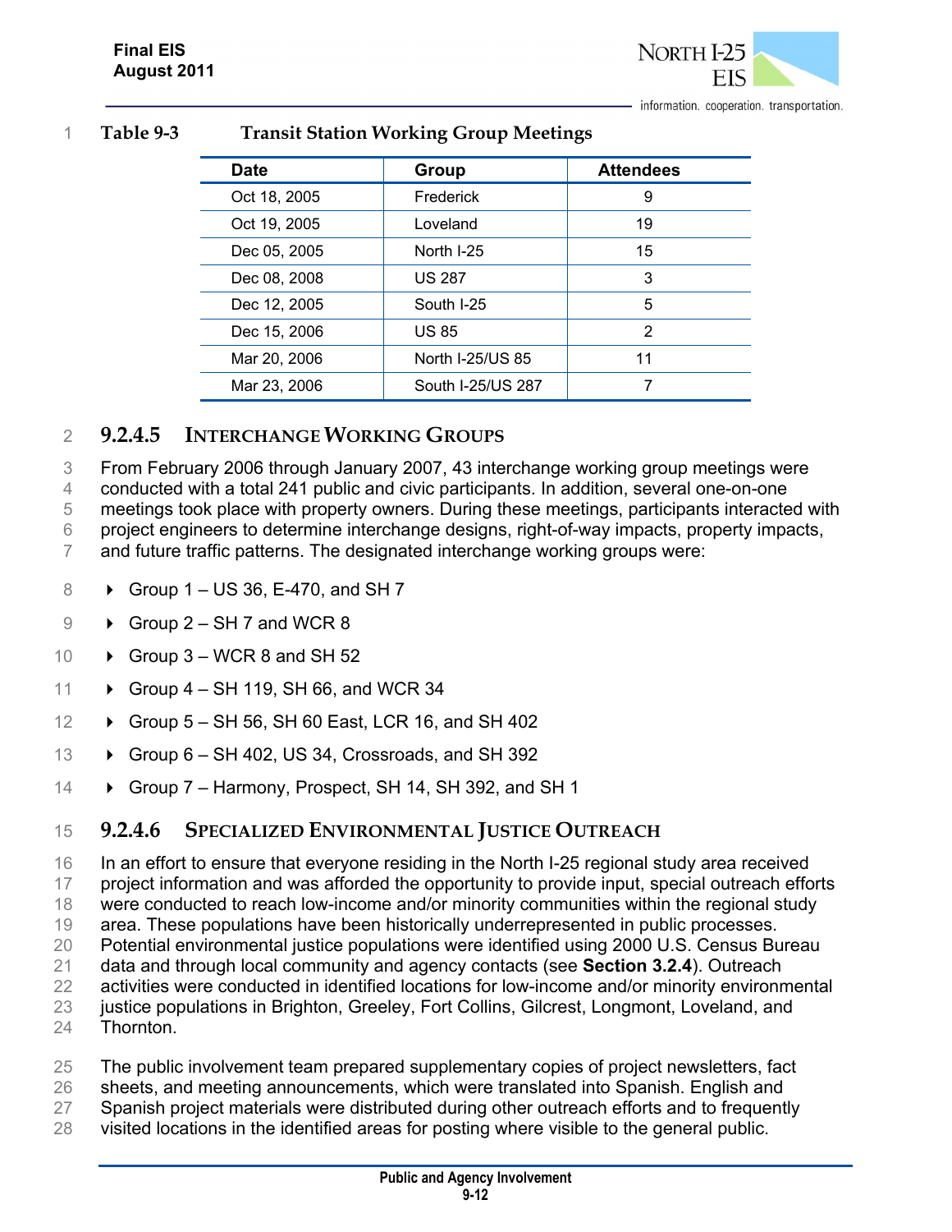Table 9-3 Transit Station Working Group Meetings

| Date | Group | Attendees |
|---|---|---|
| Oct 18, 2005 | Frederick | 9 |
| Oct 19, 2005 | Loveland | 19 |
| Dec 05, 2005 | North I-25 | 15 |
| Dec 08, 2008 | US 287 | 3 |
| Dec 12, 2005 | South I-25 | 5 |
| Dec 15, 2006 | US 85 | 2 |
| Mar 20, 2006 | North I-25/US 85 | 11 |
| Mar 23, 2006 | South I-25/US 287 | 7 |

#### 9.2.4.5 INTERCHANGE WORKING GROUPS

From February 2006 through January 2007, 43 interchange working group meetings were conducted with a total 241 public and civic participants. In addition, several one-on-one meetings took place with property owners. During these meetings, participants interacted with project engineers to determine interchange designs, right-of-way impacts, property impacts, and future traffic patterns. The designated interchange working groups were:

- Group 1 – US 36, E-470, and SH 7
- Group 2 – SH 7 and WCR 8
- Group 3 – WCR 8 and SH 52
- Group 4 – SH 119, SH 66, and WCR 34
- Group 5 – SH 56, SH 60 East, LCR 16, and SH 402
- Group 6 – SH 402, US 34, Crossroads, and SH 392
- Group 7 – Harmony, Prospect, SH 14, SH 392, and SH 1

#### 9.2.4.6 SPECIALIZED ENVIRONMENTAL JUSTICE OUTREACH

In an effort to ensure that everyone residing in the North I-25 regional study area received project information and was afforded the opportunity to provide input, special outreach efforts were conducted to reach low-income and/or minority communities within the regional study area. These populations have been historically underrepresented in public processes. Potential environmental justice populations were identified using 2000 U.S. Census Bureau data and through local community and agency contacts (see **Section 3.2.4**). Outreach activities were conducted in identified locations for low-income and/or minority environmental justice populations in Brighton, Greeley, Fort Collins, Gilcrest, Longmont, Loveland, and Thornton.

The public involvement team prepared supplementary copies of project newsletters, fact sheets, and meeting announcements, which were translated into Spanish. English and Spanish project materials were distributed during other outreach efforts and to frequently visited locations in the identified areas for posting where visible to the general public.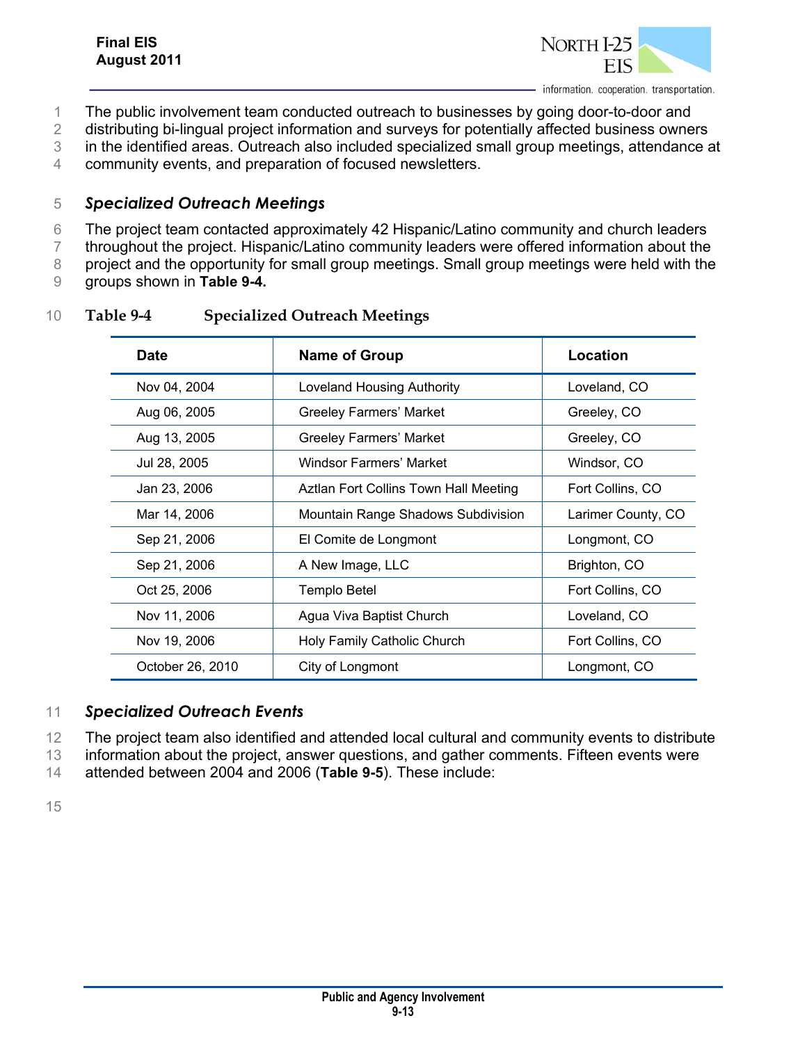The public involvement team conducted outreach to businesses by going door-to-door and distributing bi-lingual project information and surveys for potentially affected business owners in the identified areas. Outreach also included specialized small group meetings, attendance at community events, and preparation of focused newsletters.

### *Specialized Outreach Meetings*

The project team contacted approximately 42 Hispanic/Latino community and church leaders throughout the project. Hispanic/Latino community leaders were offered information about the project and the opportunity for small group meetings. Small group meetings were held with the groups shown in **Table 9-4.**

**Table 9-4 Specialized Outreach Meetings**

| Date | Name of Group | Location |
|---|---|---|
| Nov 04, 2004 | Loveland Housing Authority | Loveland, CO |
| Aug 06, 2005 | Greeley Farmers' Market | Greeley, CO |
| Aug 13, 2005 | Greeley Farmers' Market | Greeley, CO |
| Jul 28, 2005 | Windsor Farmers' Market | Windsor, CO |
| Jan 23, 2006 | Aztlan Fort Collins Town Hall Meeting | Fort Collins, CO |
| Mar 14, 2006 | Mountain Range Shadows Subdivision | Larimer County, CO |
| Sep 21, 2006 | El Comite de Longmont | Longmont, CO |
| Sep 21, 2006 | A New Image, LLC | Brighton, CO |
| Oct 25, 2006 | Templo Betel | Fort Collins, CO |
| Nov 11, 2006 | Agua Viva Baptist Church | Loveland, CO |
| Nov 19, 2006 | Holy Family Catholic Church | Fort Collins, CO |
| October 26, 2010 | City of Longmont | Longmont, CO |

### *Specialized Outreach Events*

The project team also identified and attended local cultural and community events to distribute information about the project, answer questions, and gather comments. Fifteen events were attended between 2004 and 2006 (**Table 9-5**). These include: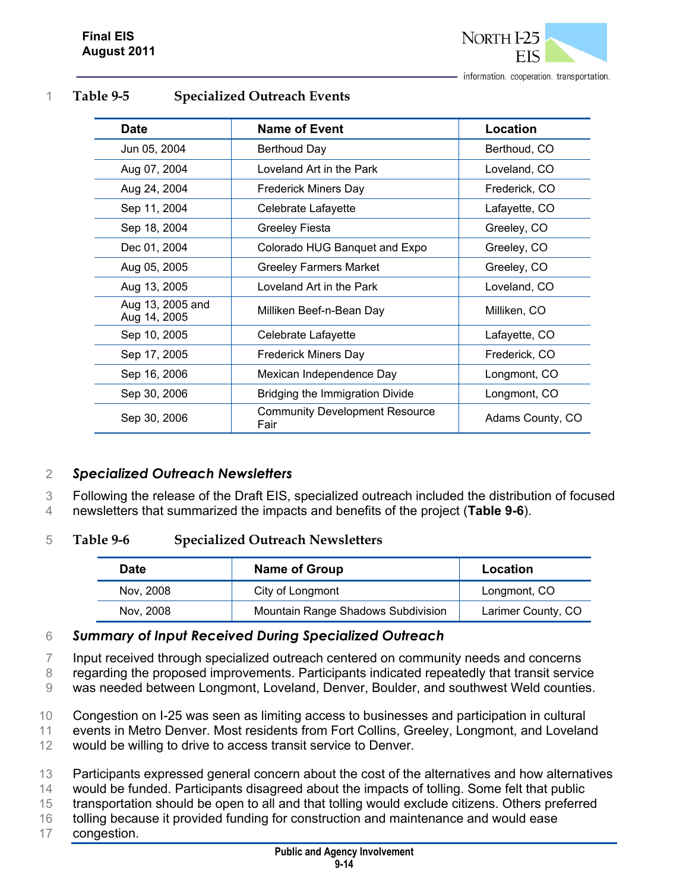**Table 9-5 Specialized Outreach Events**

| Date | Name of Event | Location |
|---|---|---|
| Jun 05, 2004 | Berthoud Day | Berthoud, CO |
| Aug 07, 2004 | Loveland Art in the Park | Loveland, CO |
| Aug 24, 2004 | Frederick Miners Day | Frederick, CO |
| Sep 11, 2004 | Celebrate Lafayette | Lafayette, CO |
| Sep 18, 2004 | Greeley Fiesta | Greeley, CO |
| Dec 01, 2004 | Colorado HUG Banquet and Expo | Greeley, CO |
| Aug 05, 2005 | Greeley Farmers Market | Greeley, CO |
| Aug 13, 2005 | Loveland Art in the Park | Loveland, CO |
| Aug 13, 2005 and Aug 14, 2005 | Milliken Beef-n-Bean Day | Milliken, CO |
| Sep 10, 2005 | Celebrate Lafayette | Lafayette, CO |
| Sep 17, 2005 | Frederick Miners Day | Frederick, CO |
| Sep 16, 2006 | Mexican Independence Day | Longmont, CO |
| Sep 30, 2006 | Bridging the Immigration Divide | Longmont, CO |
| Sep 30, 2006 | Community Development Resource Fair | Adams County, CO |

### *Specialized Outreach Newsletters*

Following the release of the Draft EIS, specialized outreach included the distribution of focused newsletters that summarized the impacts and benefits of the project (**Table 9-6**).

**Table 9-6 Specialized Outreach Newsletters**

| Date | Name of Group | Location |
|---|---|---|
| Nov, 2008 | City of Longmont | Longmont, CO |
| Nov, 2008 | Mountain Range Shadows Subdivision | Larimer County, CO |

### *Summary of Input Received During Specialized Outreach*

Input received through specialized outreach centered on community needs and concerns regarding the proposed improvements. Participants indicated repeatedly that transit service was needed between Longmont, Loveland, Denver, Boulder, and southwest Weld counties.

Congestion on I-25 was seen as limiting access to businesses and participation in cultural events in Metro Denver. Most residents from Fort Collins, Greeley, Longmont, and Loveland would be willing to drive to access transit service to Denver.

Participants expressed general concern about the cost of the alternatives and how alternatives would be funded. Participants disagreed about the impacts of tolling. Some felt that public transportation should be open to all and that tolling would exclude citizens. Others preferred tolling because it provided funding for construction and maintenance and would ease congestion.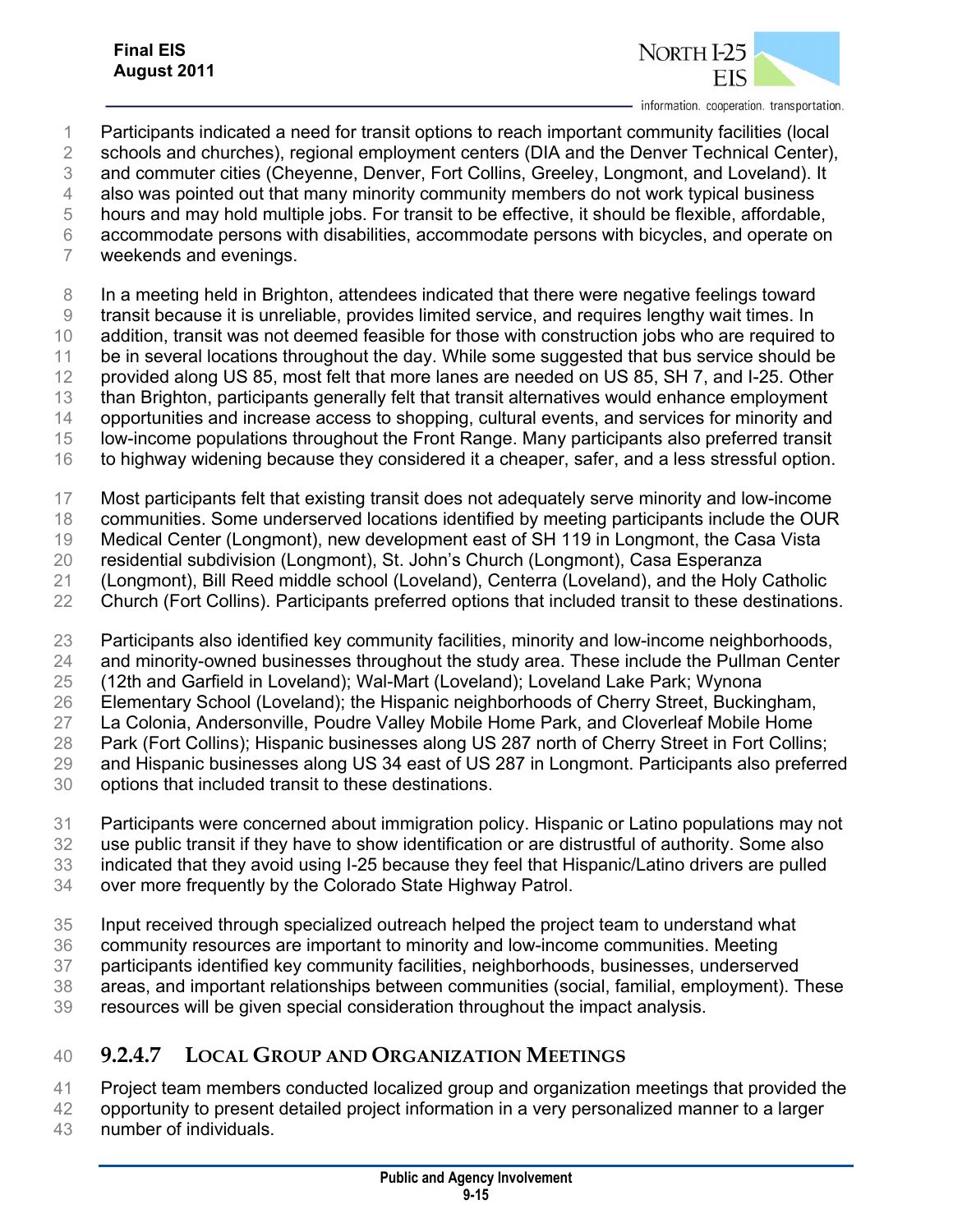Participants indicated a need for transit options to reach important community facilities (local schools and churches), regional employment centers (DIA and the Denver Technical Center), and commuter cities (Cheyenne, Denver, Fort Collins, Greeley, Longmont, and Loveland). It also was pointed out that many minority community members do not work typical business hours and may hold multiple jobs. For transit to be effective, it should be flexible, affordable, accommodate persons with disabilities, accommodate persons with bicycles, and operate on weekends and evenings.

In a meeting held in Brighton, attendees indicated that there were negative feelings toward transit because it is unreliable, provides limited service, and requires lengthy wait times. In addition, transit was not deemed feasible for those with construction jobs who are required to be in several locations throughout the day. While some suggested that bus service should be provided along US 85, most felt that more lanes are needed on US 85, SH 7, and I-25. Other than Brighton, participants generally felt that transit alternatives would enhance employment opportunities and increase access to shopping, cultural events, and services for minority and low-income populations throughout the Front Range. Many participants also preferred transit to highway widening because they considered it a cheaper, safer, and a less stressful option.

Most participants felt that existing transit does not adequately serve minority and low-income communities. Some underserved locations identified by meeting participants include the OUR Medical Center (Longmont), new development east of SH 119 in Longmont, the Casa Vista residential subdivision (Longmont), St. John's Church (Longmont), Casa Esperanza (Longmont), Bill Reed middle school (Loveland), Centerra (Loveland), and the Holy Catholic Church (Fort Collins). Participants preferred options that included transit to these destinations.

Participants also identified key community facilities, minority and low-income neighborhoods, and minority-owned businesses throughout the study area. These include the Pullman Center (12th and Garfield in Loveland); Wal-Mart (Loveland); Loveland Lake Park; Wynona Elementary School (Loveland); the Hispanic neighborhoods of Cherry Street, Buckingham, La Colonia, Andersonville, Poudre Valley Mobile Home Park, and Cloverleaf Mobile Home Park (Fort Collins); Hispanic businesses along US 287 north of Cherry Street in Fort Collins; and Hispanic businesses along US 34 east of US 287 in Longmont. Participants also preferred options that included transit to these destinations.

Participants were concerned about immigration policy. Hispanic or Latino populations may not use public transit if they have to show identification or are distrustful of authority. Some also indicated that they avoid using I-25 because they feel that Hispanic/Latino drivers are pulled over more frequently by the Colorado State Highway Patrol.

Input received through specialized outreach helped the project team to understand what community resources are important to minority and low-income communities. Meeting participants identified key community facilities, neighborhoods, businesses, underserved areas, and important relationships between communities (social, familial, employment). These resources will be given special consideration throughout the impact analysis.

#### 9.2.4.7 Local Group and Organization Meetings

Project team members conducted localized group and organization meetings that provided the opportunity to present detailed project information in a very personalized manner to a larger number of individuals.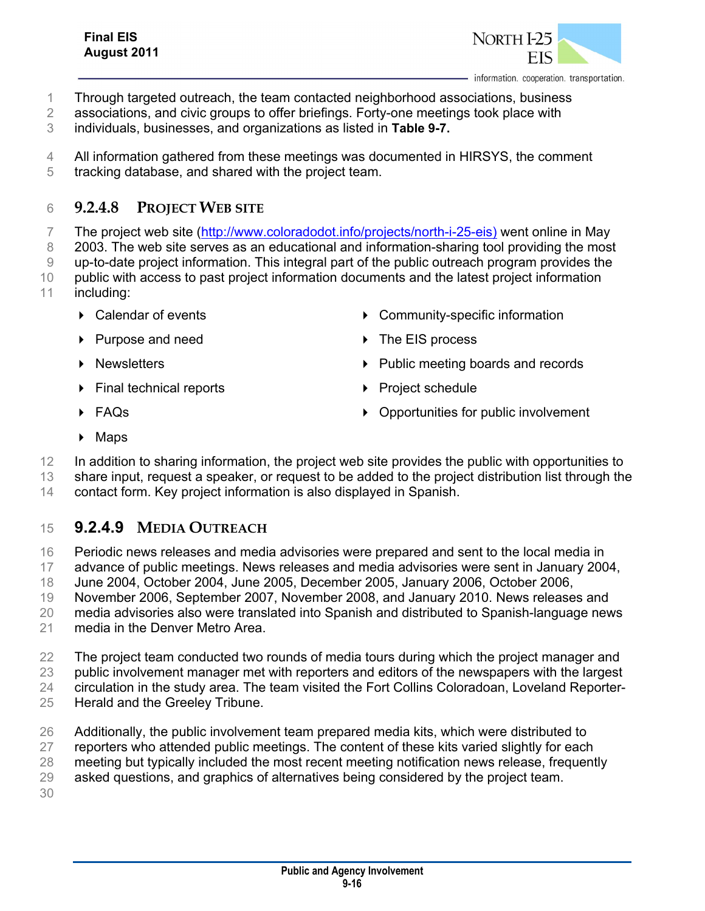Through targeted outreach, the team contacted neighborhood associations, business associations, and civic groups to offer briefings. Forty-one meetings took place with individuals, businesses, and organizations as listed in **Table 9-7.**

All information gathered from these meetings was documented in HIRSYS, the comment tracking database, and shared with the project team.

### 9.2.4.8 Project Web Site

The project web site (http://www.coloradodot.info/projects/north-i-25-eis) went online in May 2003. The web site serves as an educational and information-sharing tool providing the most up-to-date project information. This integral part of the public outreach program provides the public with access to past project information documents and the latest project information including:

- Calendar of events
- Purpose and need
- Newsletters
- Final technical reports
- FAQs
- Maps
- Community-specific information
- The EIS process
- Public meeting boards and records
- Project schedule
- Opportunities for public involvement

In addition to sharing information, the project web site provides the public with opportunities to share input, request a speaker, or request to be added to the project distribution list through the contact form. Key project information is also displayed in Spanish.

### 9.2.4.9 Media Outreach

Periodic news releases and media advisories were prepared and sent to the local media in advance of public meetings. News releases and media advisories were sent in January 2004, June 2004, October 2004, June 2005, December 2005, January 2006, October 2006, November 2006, September 2007, November 2008, and January 2010. News releases and media advisories also were translated into Spanish and distributed to Spanish-language news media in the Denver Metro Area.

The project team conducted two rounds of media tours during which the project manager and public involvement manager met with reporters and editors of the newspapers with the largest circulation in the study area. The team visited the Fort Collins Coloradoan, Loveland Reporter-Herald and the Greeley Tribune.

Additionally, the public involvement team prepared media kits, which were distributed to reporters who attended public meetings. The content of these kits varied slightly for each meeting but typically included the most recent meeting notification news release, frequently asked questions, and graphics of alternatives being considered by the project team.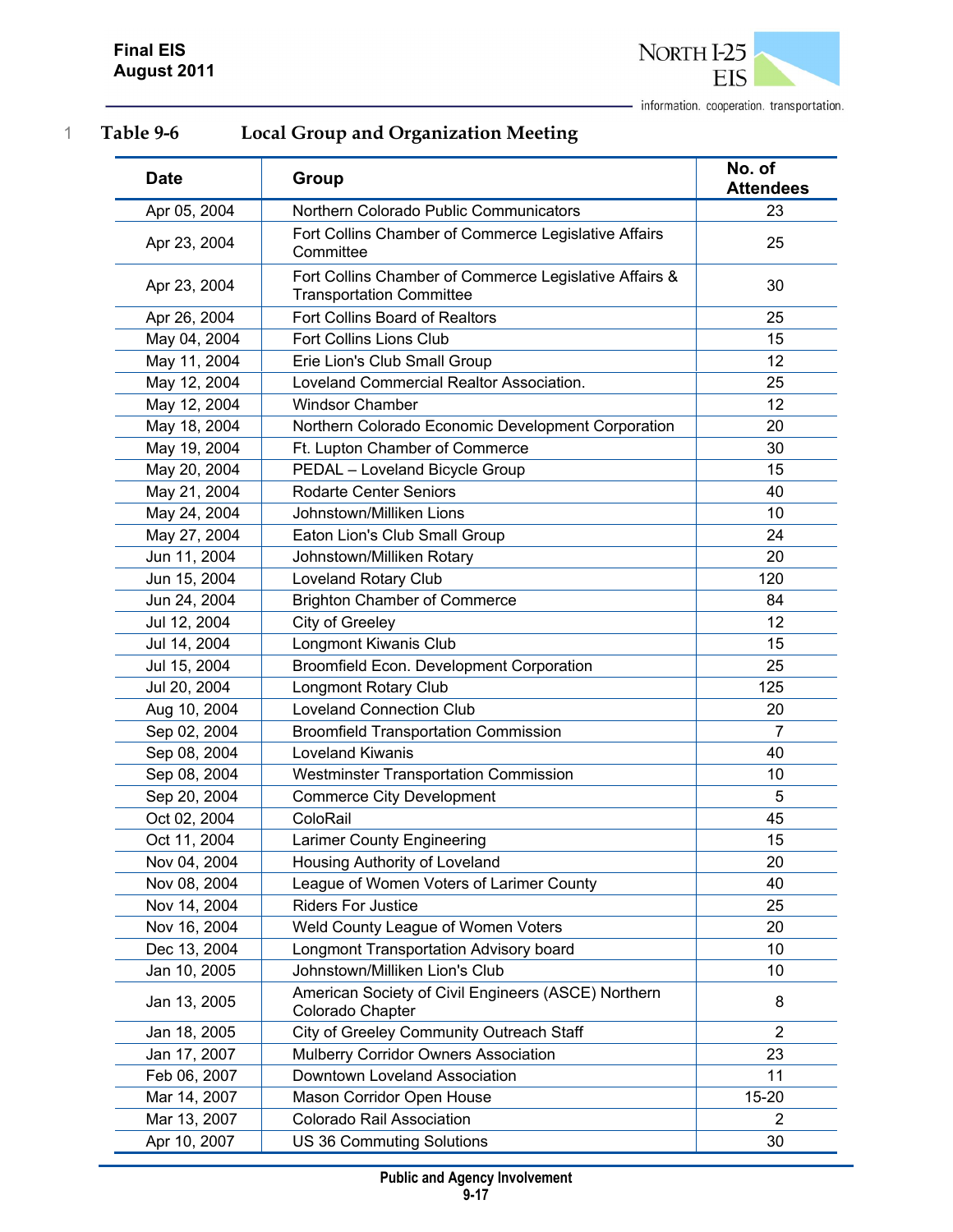## Table 9-6 Local Group and Organization Meeting

| Date | Group | No. of Attendees |
|---|---|---|
| Apr 05, 2004 | Northern Colorado Public Communicators | 23 |
| Apr 23, 2004 | Fort Collins Chamber of Commerce Legislative Affairs Committee | 25 |
| Apr 23, 2004 | Fort Collins Chamber of Commerce Legislative Affairs & Transportation Committee | 30 |
| Apr 26, 2004 | Fort Collins Board of Realtors | 25 |
| May 04, 2004 | Fort Collins Lions Club | 15 |
| May 11, 2004 | Erie Lion's Club Small Group | 12 |
| May 12, 2004 | Loveland Commercial Realtor Association. | 25 |
| May 12, 2004 | Windsor Chamber | 12 |
| May 18, 2004 | Northern Colorado Economic Development Corporation | 20 |
| May 19, 2004 | Ft. Lupton Chamber of Commerce | 30 |
| May 20, 2004 | PEDAL – Loveland Bicycle Group | 15 |
| May 21, 2004 | Rodarte Center Seniors | 40 |
| May 24, 2004 | Johnstown/Milliken Lions | 10 |
| May 27, 2004 | Eaton Lion's Club Small Group | 24 |
| Jun 11, 2004 | Johnstown/Milliken Rotary | 20 |
| Jun 15, 2004 | Loveland Rotary Club | 120 |
| Jun 24, 2004 | Brighton Chamber of Commerce | 84 |
| Jul 12, 2004 | City of Greeley | 12 |
| Jul 14, 2004 | Longmont Kiwanis Club | 15 |
| Jul 15, 2004 | Broomfield Econ. Development Corporation | 25 |
| Jul 20, 2004 | Longmont Rotary Club | 125 |
| Aug 10, 2004 | Loveland Connection Club | 20 |
| Sep 02, 2004 | Broomfield Transportation Commission | 7 |
| Sep 08, 2004 | Loveland Kiwanis | 40 |
| Sep 08, 2004 | Westminster Transportation Commission | 10 |
| Sep 20, 2004 | Commerce City Development | 5 |
| Oct 02, 2004 | ColoRail | 45 |
| Oct 11, 2004 | Larimer County Engineering | 15 |
| Nov 04, 2004 | Housing Authority of Loveland | 20 |
| Nov 08, 2004 | League of Women Voters of Larimer County | 40 |
| Nov 14, 2004 | Riders For Justice | 25 |
| Nov 16, 2004 | Weld County League of Women Voters | 20 |
| Dec 13, 2004 | Longmont Transportation Advisory board | 10 |
| Jan 10, 2005 | Johnstown/Milliken Lion's Club | 10 |
| Jan 13, 2005 | American Society of Civil Engineers (ASCE) Northern Colorado Chapter | 8 |
| Jan 18, 2005 | City of Greeley Community Outreach Staff | 2 |
| Jan 17, 2007 | Mulberry Corridor Owners Association | 23 |
| Feb 06, 2007 | Downtown Loveland Association | 11 |
| Mar 14, 2007 | Mason Corridor Open House | 15-20 |
| Mar 13, 2007 | Colorado Rail Association | 2 |
| Apr 10, 2007 | US 36 Commuting Solutions | 30 |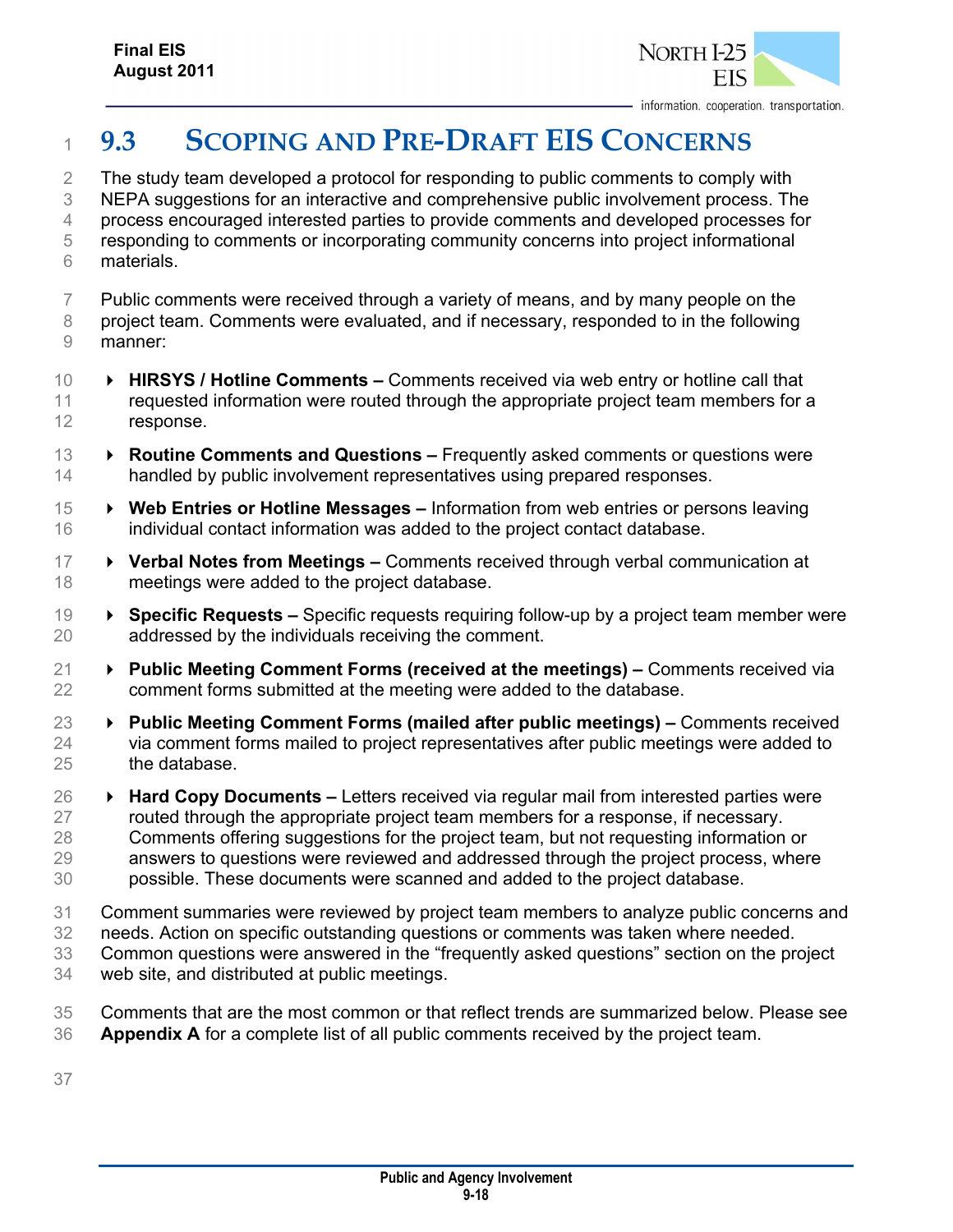# 9.3 SCOPING AND PRE-DRAFT EIS CONCERNS

The study team developed a protocol for responding to public comments to comply with NEPA suggestions for an interactive and comprehensive public involvement process. The process encouraged interested parties to provide comments and developed processes for responding to comments or incorporating community concerns into project informational materials.

Public comments were received through a variety of means, and by many people on the project team. Comments were evaluated, and if necessary, responded to in the following manner:

- **HIRSYS / Hotline Comments –** Comments received via web entry or hotline call that requested information were routed through the appropriate project team members for a response.
- **Routine Comments and Questions –** Frequently asked comments or questions were handled by public involvement representatives using prepared responses.
- **Web Entries or Hotline Messages –** Information from web entries or persons leaving individual contact information was added to the project contact database.
- **Verbal Notes from Meetings –** Comments received through verbal communication at meetings were added to the project database.
- **Specific Requests –** Specific requests requiring follow-up by a project team member were addressed by the individuals receiving the comment.
- **Public Meeting Comment Forms (received at the meetings) –** Comments received via comment forms submitted at the meeting were added to the database.
- **Public Meeting Comment Forms (mailed after public meetings) –** Comments received via comment forms mailed to project representatives after public meetings were added to the database.
- **Hard Copy Documents –** Letters received via regular mail from interested parties were routed through the appropriate project team members for a response, if necessary. Comments offering suggestions for the project team, but not requesting information or answers to questions were reviewed and addressed through the project process, where possible. These documents were scanned and added to the project database.

Comment summaries were reviewed by project team members to analyze public concerns and needs. Action on specific outstanding questions or comments was taken where needed. Common questions were answered in the "frequently asked questions" section on the project web site, and distributed at public meetings.

Comments that are the most common or that reflect trends are summarized below. Please see **Appendix A** for a complete list of all public comments received by the project team.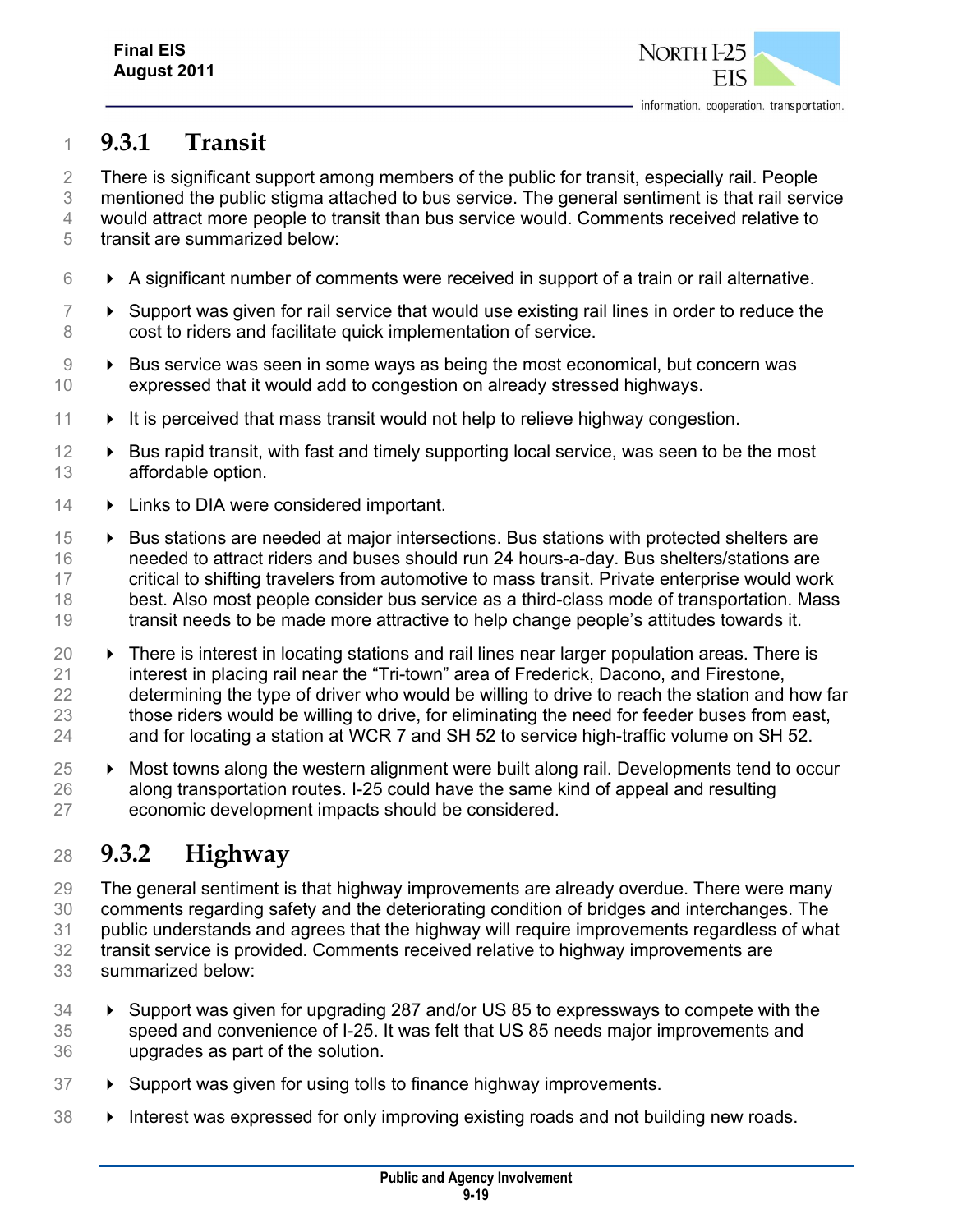### 9.3.1 Transit

There is significant support among members of the public for transit, especially rail. People mentioned the public stigma attached to bus service. The general sentiment is that rail service would attract more people to transit than bus service would. Comments received relative to transit are summarized below:

- A significant number of comments were received in support of a train or rail alternative.
- Support was given for rail service that would use existing rail lines in order to reduce the cost to riders and facilitate quick implementation of service.
- Bus service was seen in some ways as being the most economical, but concern was expressed that it would add to congestion on already stressed highways.
- It is perceived that mass transit would not help to relieve highway congestion.
- Bus rapid transit, with fast and timely supporting local service, was seen to be the most affordable option.
- Links to DIA were considered important.
- Bus stations are needed at major intersections. Bus stations with protected shelters are needed to attract riders and buses should run 24 hours-a-day. Bus shelters/stations are critical to shifting travelers from automotive to mass transit. Private enterprise would work best. Also most people consider bus service as a third-class mode of transportation. Mass transit needs to be made more attractive to help change people's attitudes towards it.
- There is interest in locating stations and rail lines near larger population areas. There is interest in placing rail near the "Tri-town" area of Frederick, Dacono, and Firestone, determining the type of driver who would be willing to drive to reach the station and how far those riders would be willing to drive, for eliminating the need for feeder buses from east, and for locating a station at WCR 7 and SH 52 to service high-traffic volume on SH 52.
- Most towns along the western alignment were built along rail. Developments tend to occur along transportation routes. I-25 could have the same kind of appeal and resulting economic development impacts should be considered.

### 9.3.2 Highway

The general sentiment is that highway improvements are already overdue. There were many comments regarding safety and the deteriorating condition of bridges and interchanges. The public understands and agrees that the highway will require improvements regardless of what transit service is provided. Comments received relative to highway improvements are summarized below:

- Support was given for upgrading 287 and/or US 85 to expressways to compete with the speed and convenience of I-25. It was felt that US 85 needs major improvements and upgrades as part of the solution.
- Support was given for using tolls to finance highway improvements.
- Interest was expressed for only improving existing roads and not building new roads.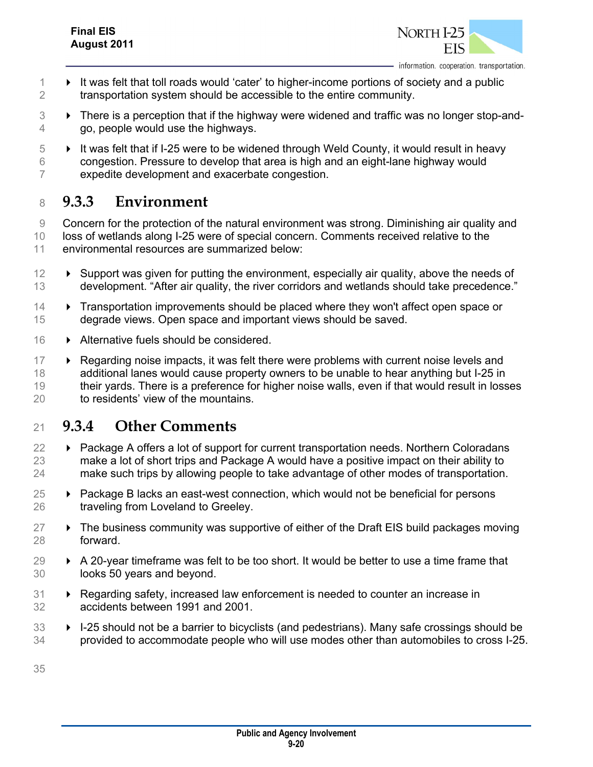- It was felt that toll roads would 'cater' to higher-income portions of society and a public transportation system should be accessible to the entire community.
- There is a perception that if the highway were widened and traffic was no longer stop-and-go, people would use the highways.
- It was felt that if I-25 were to be widened through Weld County, it would result in heavy congestion. Pressure to develop that area is high and an eight-lane highway would expedite development and exacerbate congestion.

### 9.3.3 Environment

Concern for the protection of the natural environment was strong. Diminishing air quality and loss of wetlands along I-25 were of special concern. Comments received relative to the environmental resources are summarized below:

- Support was given for putting the environment, especially air quality, above the needs of development. "After air quality, the river corridors and wetlands should take precedence."
- Transportation improvements should be placed where they won't affect open space or degrade views. Open space and important views should be saved.
- Alternative fuels should be considered.
- Regarding noise impacts, it was felt there were problems with current noise levels and additional lanes would cause property owners to be unable to hear anything but I-25 in their yards. There is a preference for higher noise walls, even if that would result in losses to residents' view of the mountains.

### 9.3.4 Other Comments

- Package A offers a lot of support for current transportation needs. Northern Coloradans make a lot of short trips and Package A would have a positive impact on their ability to make such trips by allowing people to take advantage of other modes of transportation.
- Package B lacks an east-west connection, which would not be beneficial for persons traveling from Loveland to Greeley.
- The business community was supportive of either of the Draft EIS build packages moving forward.
- A 20-year timeframe was felt to be too short. It would be better to use a time frame that looks 50 years and beyond.
- Regarding safety, increased law enforcement is needed to counter an increase in accidents between 1991 and 2001.
- I-25 should not be a barrier to bicyclists (and pedestrians). Many safe crossings should be provided to accommodate people who will use modes other than automobiles to cross I-25.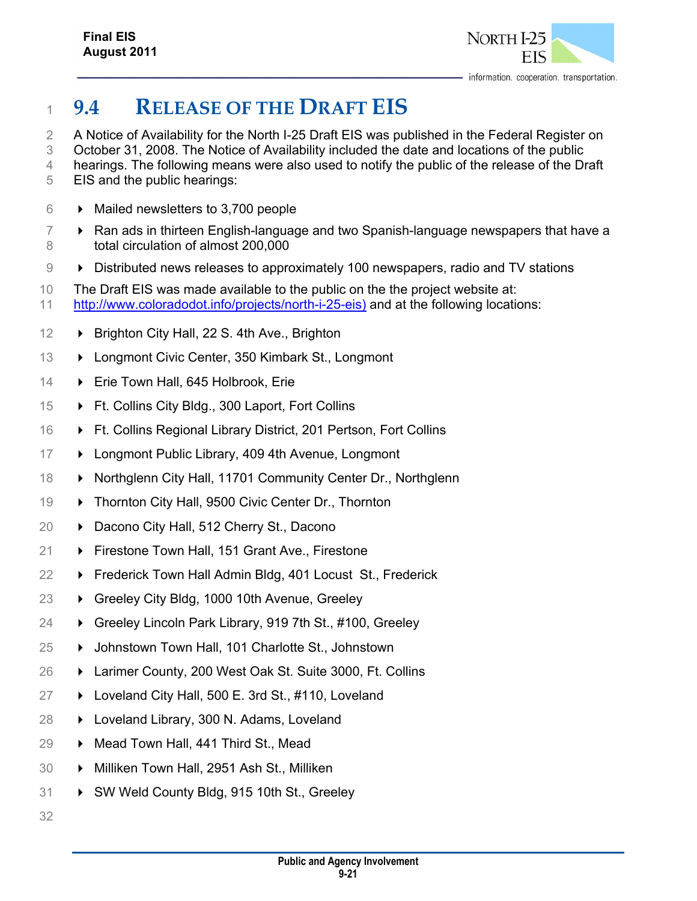## 9.4 RELEASE OF THE DRAFT EIS

A Notice of Availability for the North I-25 Draft EIS was published in the Federal Register on October 31, 2008. The Notice of Availability included the date and locations of the public hearings. The following means were also used to notify the public of the release of the Draft EIS and the public hearings:

- Mailed newsletters to 3,700 people
- Ran ads in thirteen English-language and two Spanish-language newspapers that have a total circulation of almost 200,000
- Distributed news releases to approximately 100 newspapers, radio and TV stations

The Draft EIS was made available to the public on the the project website at: http://www.coloradodot.info/projects/north-i-25-eis) and at the following locations:

- Brighton City Hall, 22 S. 4th Ave., Brighton
- Longmont Civic Center, 350 Kimbark St., Longmont
- Erie Town Hall, 645 Holbrook, Erie
- Ft. Collins City Bldg., 300 Laport, Fort Collins
- Ft. Collins Regional Library District, 201 Pertson, Fort Collins
- Longmont Public Library, 409 4th Avenue, Longmont
- Northglenn City Hall, 11701 Community Center Dr., Northglenn
- Thornton City Hall, 9500 Civic Center Dr., Thornton
- Dacono City Hall, 512 Cherry St., Dacono
- Firestone Town Hall, 151 Grant Ave., Firestone
- Frederick Town Hall Admin Bldg, 401 Locust St., Frederick
- Greeley City Bldg, 1000 10th Avenue, Greeley
- Greeley Lincoln Park Library, 919 7th St., #100, Greeley
- Johnstown Town Hall, 101 Charlotte St., Johnstown
- Larimer County, 200 West Oak St. Suite 3000, Ft. Collins
- Loveland City Hall, 500 E. 3rd St., #110, Loveland
- Loveland Library, 300 N. Adams, Loveland
- Mead Town Hall, 441 Third St., Mead
- Milliken Town Hall, 2951 Ash St., Milliken
- SW Weld County Bldg, 915 10th St., Greeley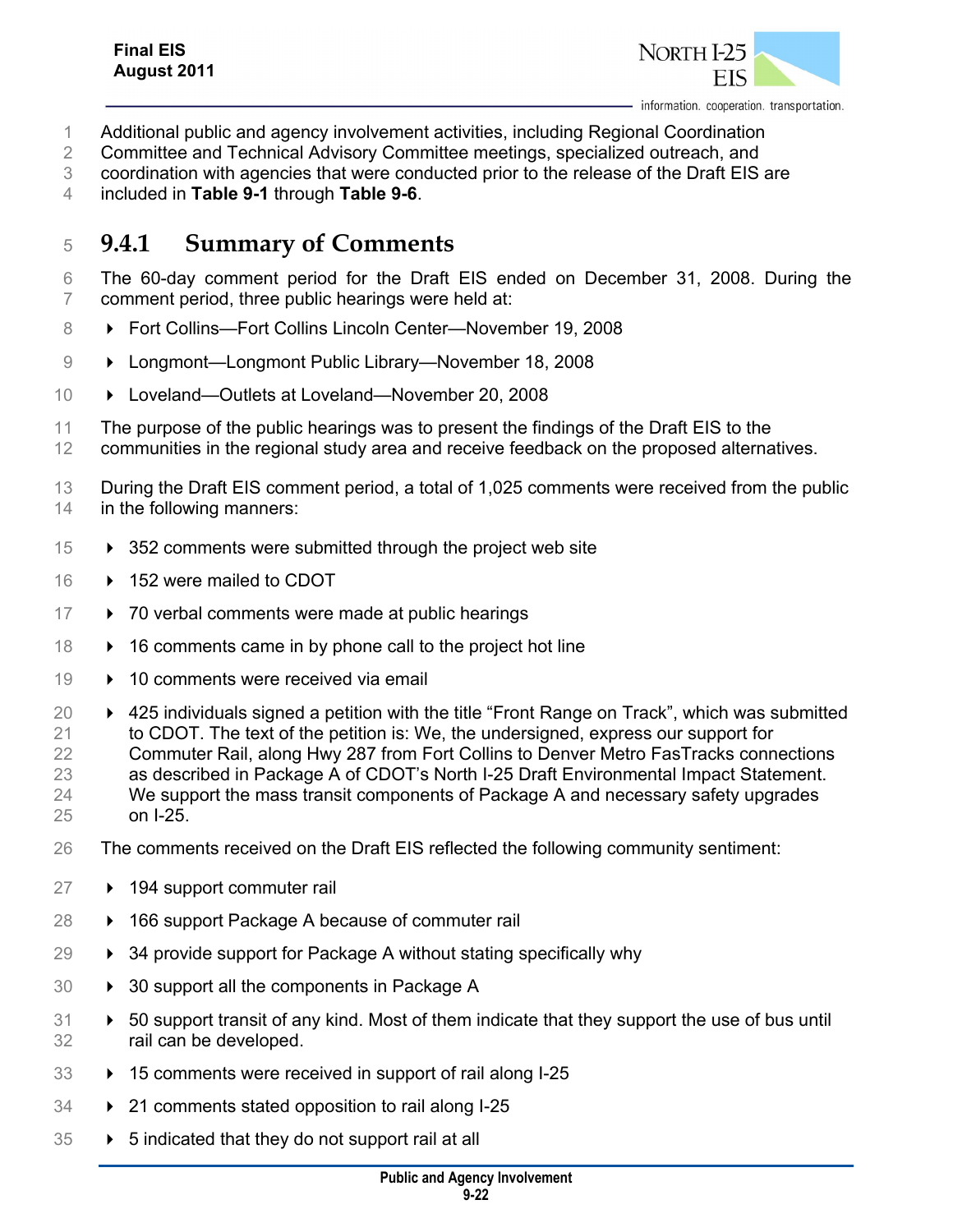Additional public and agency involvement activities, including Regional Coordination Committee and Technical Advisory Committee meetings, specialized outreach, and coordination with agencies that were conducted prior to the release of the Draft EIS are included in **Table 9-1** through **Table 9-6**.

### 9.4.1 Summary of Comments

The 60-day comment period for the Draft EIS ended on December 31, 2008. During the comment period, three public hearings were held at:

- Fort Collins—Fort Collins Lincoln Center—November 19, 2008
- Longmont—Longmont Public Library—November 18, 2008
- Loveland—Outlets at Loveland—November 20, 2008

The purpose of the public hearings was to present the findings of the Draft EIS to the communities in the regional study area and receive feedback on the proposed alternatives.

During the Draft EIS comment period, a total of 1,025 comments were received from the public in the following manners:

- 352 comments were submitted through the project web site
- 152 were mailed to CDOT
- 70 verbal comments were made at public hearings
- 16 comments came in by phone call to the project hot line
- 10 comments were received via email
- 425 individuals signed a petition with the title "Front Range on Track", which was submitted to CDOT. The text of the petition is: We, the undersigned, express our support for Commuter Rail, along Hwy 287 from Fort Collins to Denver Metro FasTracks connections as described in Package A of CDOT's North I-25 Draft Environmental Impact Statement. We support the mass transit components of Package A and necessary safety upgrades on I-25.

The comments received on the Draft EIS reflected the following community sentiment:

- 194 support commuter rail
- 166 support Package A because of commuter rail
- 34 provide support for Package A without stating specifically why
- 30 support all the components in Package A
- 50 support transit of any kind. Most of them indicate that they support the use of bus until rail can be developed.
- 15 comments were received in support of rail along I-25
- 21 comments stated opposition to rail along I-25
- 5 indicated that they do not support rail at all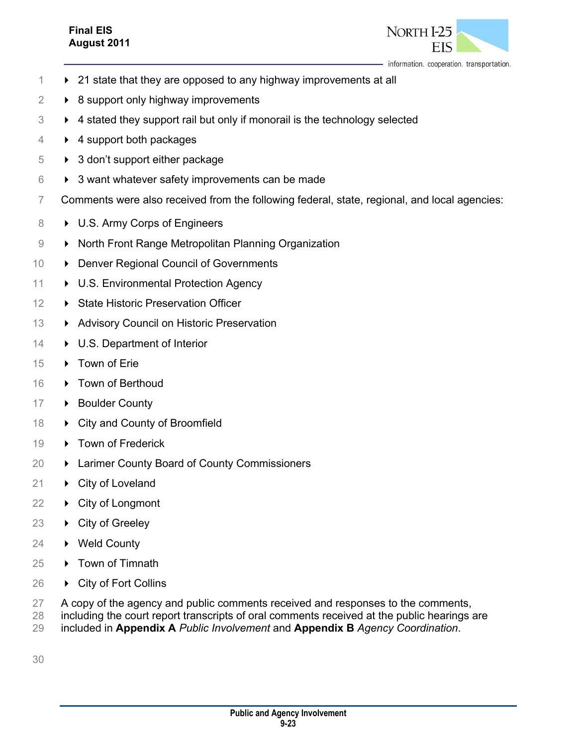- 21 state that they are opposed to any highway improvements at all
- 8 support only highway improvements
- 4 stated they support rail but only if monorail is the technology selected
- 4 support both packages
- 3 don't support either package
- 3 want whatever safety improvements can be made

Comments were also received from the following federal, state, regional, and local agencies:

- U.S. Army Corps of Engineers
- North Front Range Metropolitan Planning Organization
- Denver Regional Council of Governments
- U.S. Environmental Protection Agency
- State Historic Preservation Officer
- Advisory Council on Historic Preservation
- U.S. Department of Interior
- Town of Erie
- Town of Berthoud
- Boulder County
- City and County of Broomfield
- Town of Frederick
- Larimer County Board of County Commissioners
- City of Loveland
- City of Longmont
- City of Greeley
- Weld County
- Town of Timnath
- City of Fort Collins

A copy of the agency and public comments received and responses to the comments, including the court report transcripts of oral comments received at the public hearings are included in **Appendix A** *Public Involvement* and **Appendix B** *Agency Coordination*.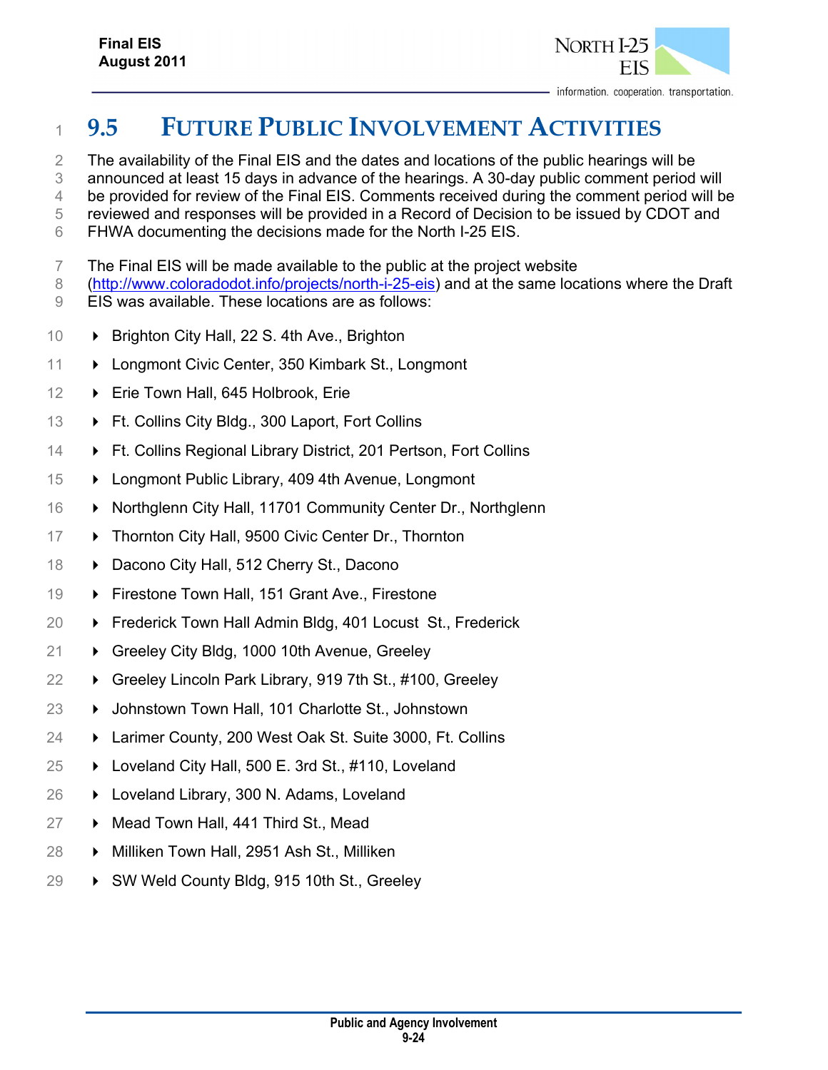## 9.5 Future Public Involvement Activities

The availability of the Final EIS and the dates and locations of the public hearings will be announced at least 15 days in advance of the hearings. A 30-day public comment period will be provided for review of the Final EIS. Comments received during the comment period will be reviewed and responses will be provided in a Record of Decision to be issued by CDOT and FHWA documenting the decisions made for the North I-25 EIS.

The Final EIS will be made available to the public at the project website (http://www.coloradodot.info/projects/north-i-25-eis) and at the same locations where the Draft EIS was available. These locations are as follows:

- Brighton City Hall, 22 S. 4th Ave., Brighton
- Longmont Civic Center, 350 Kimbark St., Longmont
- Erie Town Hall, 645 Holbrook, Erie
- Ft. Collins City Bldg., 300 Laport, Fort Collins
- Ft. Collins Regional Library District, 201 Pertson, Fort Collins
- Longmont Public Library, 409 4th Avenue, Longmont
- Northglenn City Hall, 11701 Community Center Dr., Northglenn
- Thornton City Hall, 9500 Civic Center Dr., Thornton
- Dacono City Hall, 512 Cherry St., Dacono
- Firestone Town Hall, 151 Grant Ave., Firestone
- Frederick Town Hall Admin Bldg, 401 Locust St., Frederick
- Greeley City Bldg, 1000 10th Avenue, Greeley
- Greeley Lincoln Park Library, 919 7th St., #100, Greeley
- Johnstown Town Hall, 101 Charlotte St., Johnstown
- Larimer County, 200 West Oak St. Suite 3000, Ft. Collins
- Loveland City Hall, 500 E. 3rd St., #110, Loveland
- Loveland Library, 300 N. Adams, Loveland
- Mead Town Hall, 441 Third St., Mead
- Milliken Town Hall, 2951 Ash St., Milliken
- SW Weld County Bldg, 915 10th St., Greeley